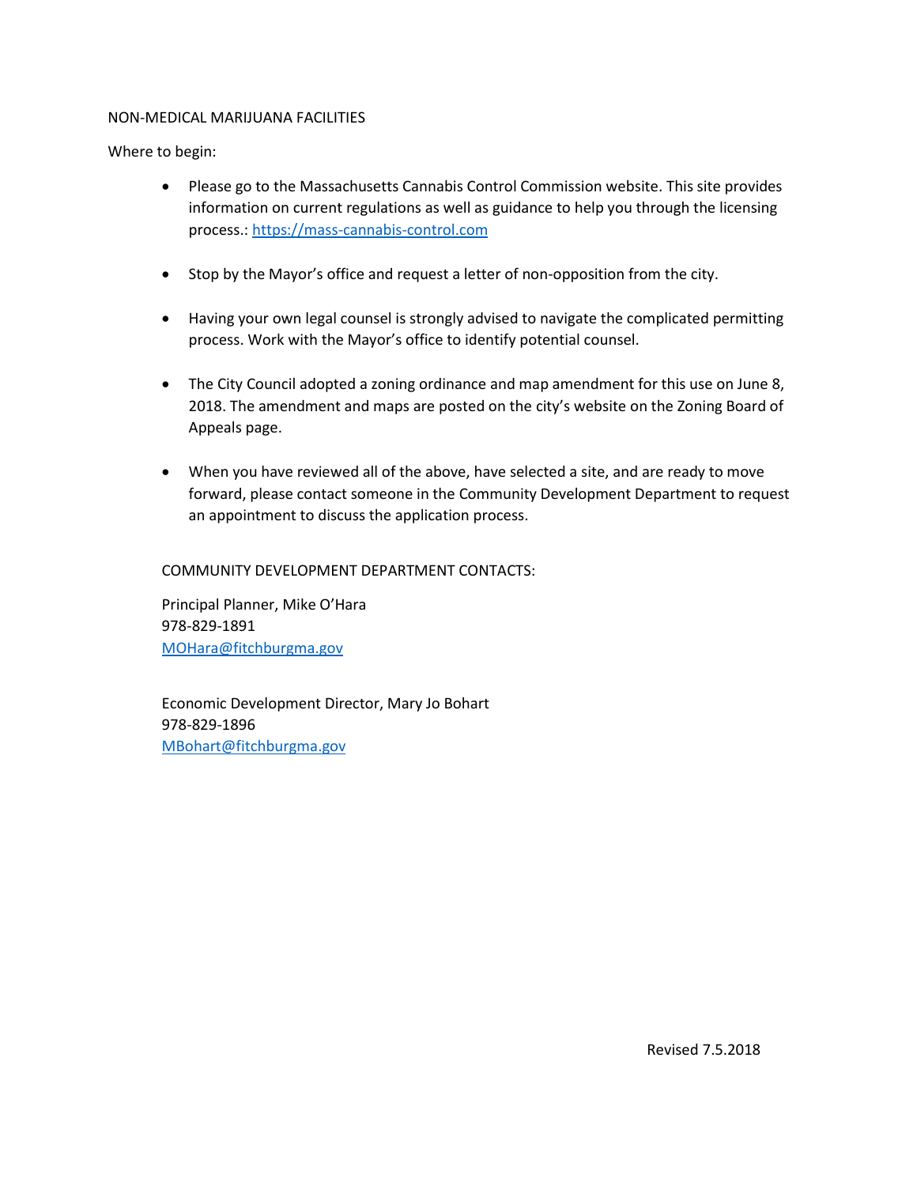# NON-MEDICAL MARIJUANA FACILITIES

Where to begin:

- Please go to the Massachusetts Cannabis Control Commission website. This site provides information on current regulations as well as guidance to help you through the licensing process.: https://mass-cannabis-control.com
- Stop by the Mayor's office and request a letter of non-opposition from the city.
- Having your own legal counsel is strongly advised to navigate the complicated permitting process. Work with the Mayor's office to identify potential counsel.
- The City Council adopted a zoning ordinance and map amendment for this use on June 8, 2018. The amendment and maps are posted on the city's website on the Zoning Board of Appeals page.
- When you have reviewed all of the above, have selected a site, and are ready to move forward, please contact someone in the Community Development Department to request an appointment to discuss the application process.

COMMUNITY DEVELOPMENT DEPARTMENT CONTACTS:

Principal Planner, Mike O'Hara
978-829-1891
MOHara@fitchburgma.gov

Economic Development Director, Mary Jo Bohart
978-829-1896
MBohart@fitchburgma.gov

Revised 7.5.2018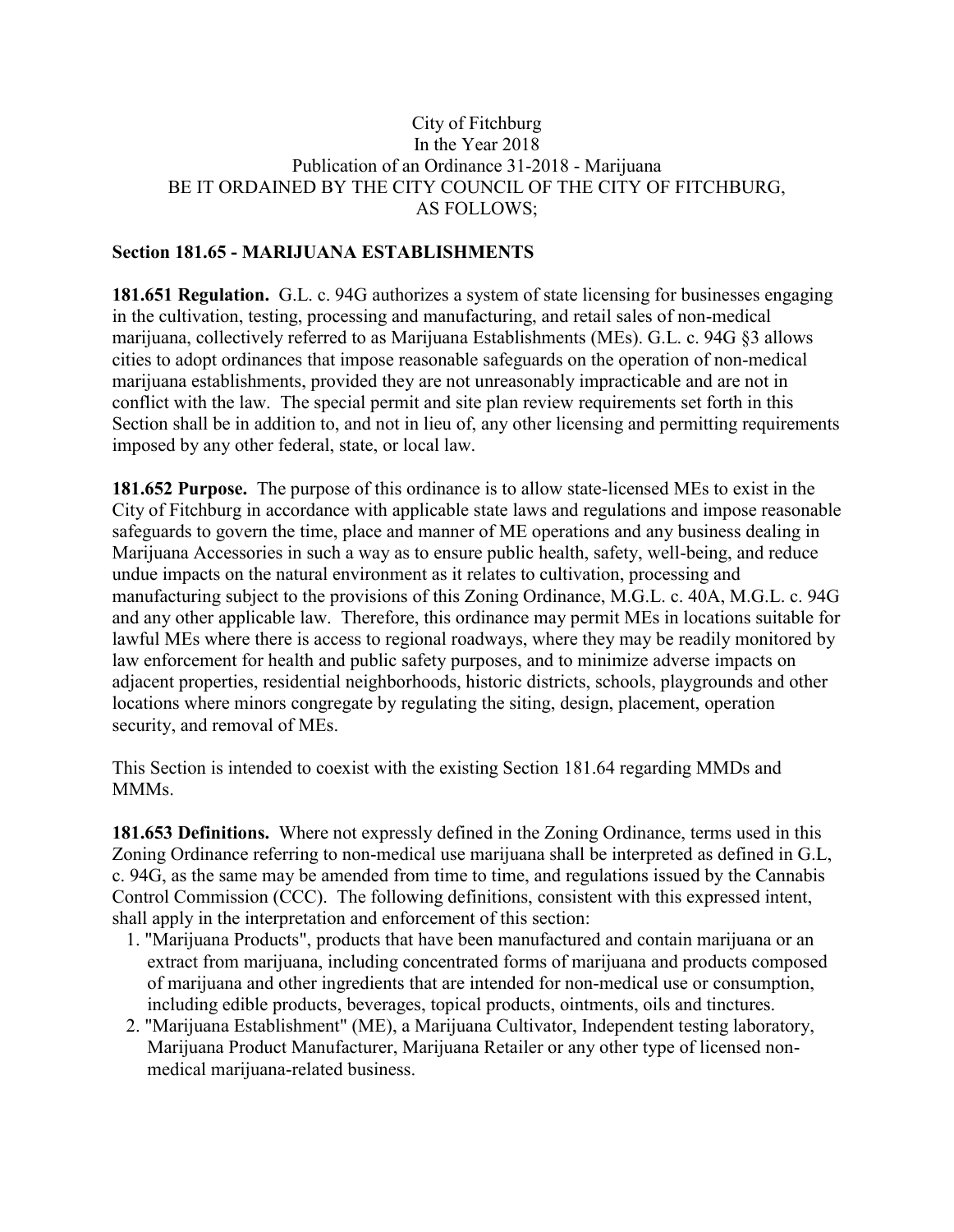City of Fitchburg
In the Year 2018
Publication of an Ordinance 31-2018 - Marijuana
BE IT ORDAINED BY THE CITY COUNCIL OF THE CITY OF FITCHBURG, AS FOLLOWS;

## Section 181.65 - MARIJUANA ESTABLISHMENTS

**181.651 Regulation.** G.L. c. 94G authorizes a system of state licensing for businesses engaging in the cultivation, testing, processing and manufacturing, and retail sales of non-medical marijuana, collectively referred to as Marijuana Establishments (MEs). G.L. c. 94G §3 allows cities to adopt ordinances that impose reasonable safeguards on the operation of non-medical marijuana establishments, provided they are not unreasonably impracticable and are not in conflict with the law. The special permit and site plan review requirements set forth in this Section shall be in addition to, and not in lieu of, any other licensing and permitting requirements imposed by any other federal, state, or local law.

**181.652 Purpose.** The purpose of this ordinance is to allow state-licensed MEs to exist in the City of Fitchburg in accordance with applicable state laws and regulations and impose reasonable safeguards to govern the time, place and manner of ME operations and any business dealing in Marijuana Accessories in such a way as to ensure public health, safety, well-being, and reduce undue impacts on the natural environment as it relates to cultivation, processing and manufacturing subject to the provisions of this Zoning Ordinance, M.G.L. c. 40A, M.G.L. c. 94G and any other applicable law. Therefore, this ordinance may permit MEs in locations suitable for lawful MEs where there is access to regional roadways, where they may be readily monitored by law enforcement for health and public safety purposes, and to minimize adverse impacts on adjacent properties, residential neighborhoods, historic districts, schools, playgrounds and other locations where minors congregate by regulating the siting, design, placement, operation security, and removal of MEs.

This Section is intended to coexist with the existing Section 181.64 regarding MMDs and MMMs.

**181.653 Definitions.** Where not expressly defined in the Zoning Ordinance, terms used in this Zoning Ordinance referring to non-medical use marijuana shall be interpreted as defined in G.L, c. 94G, as the same may be amended from time to time, and regulations issued by the Cannabis Control Commission (CCC). The following definitions, consistent with this expressed intent, shall apply in the interpretation and enforcement of this section:

1. "Marijuana Products", products that have been manufactured and contain marijuana or an extract from marijuana, including concentrated forms of marijuana and products composed of marijuana and other ingredients that are intended for non-medical use or consumption, including edible products, beverages, topical products, ointments, oils and tinctures.
2. "Marijuana Establishment" (ME), a Marijuana Cultivator, Independent testing laboratory, Marijuana Product Manufacturer, Marijuana Retailer or any other type of licensed non-medical marijuana-related business.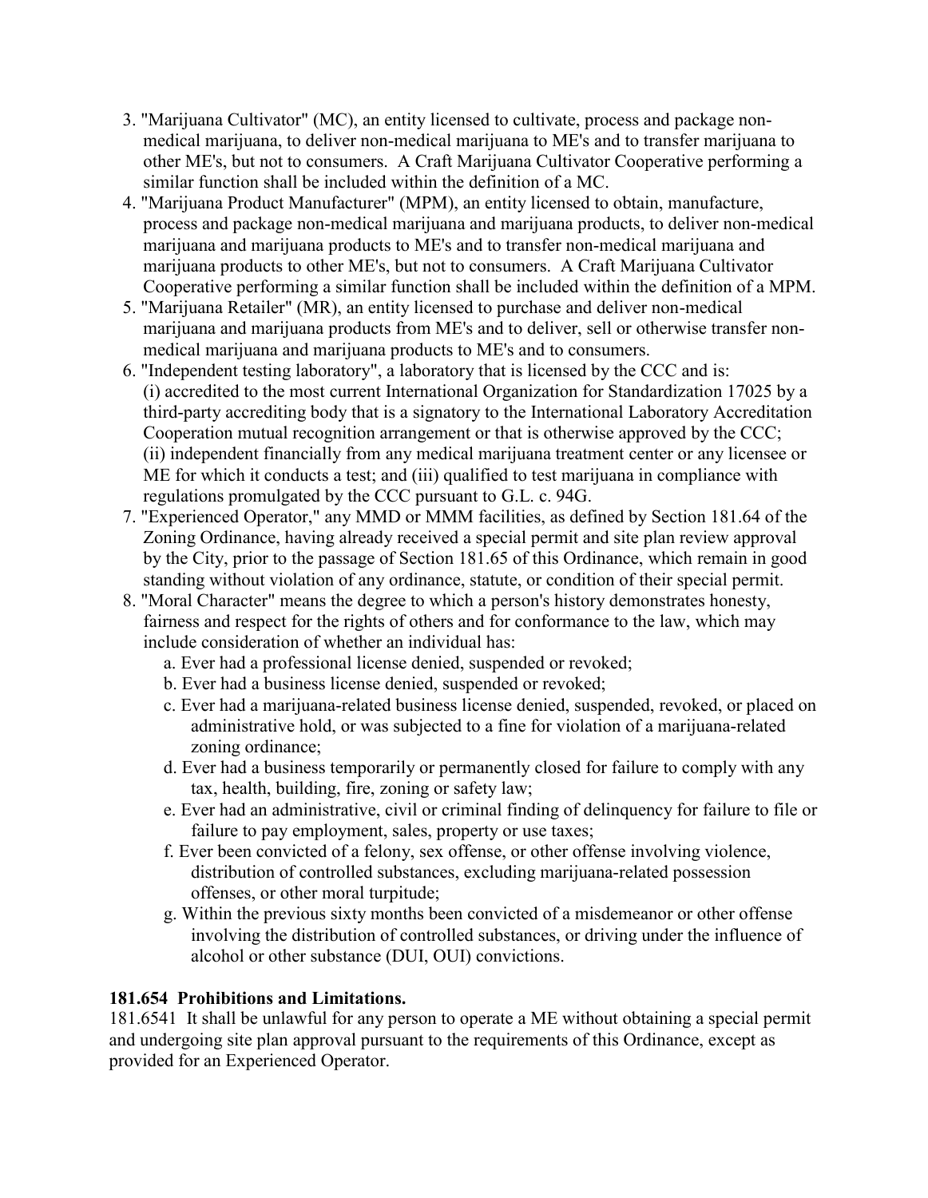3. "Marijuana Cultivator" (MC), an entity licensed to cultivate, process and package non-medical marijuana, to deliver non-medical marijuana to ME's and to transfer marijuana to other ME's, but not to consumers. A Craft Marijuana Cultivator Cooperative performing a similar function shall be included within the definition of a MC.
4. "Marijuana Product Manufacturer" (MPM), an entity licensed to obtain, manufacture, process and package non-medical marijuana and marijuana products, to deliver non-medical marijuana and marijuana products to ME's and to transfer non-medical marijuana and marijuana products to other ME's, but not to consumers. A Craft Marijuana Cultivator Cooperative performing a similar function shall be included within the definition of a MPM.
5. "Marijuana Retailer" (MR), an entity licensed to purchase and deliver non-medical marijuana and marijuana products from ME's and to deliver, sell or otherwise transfer non-medical marijuana and marijuana products to ME's and to consumers.
6. "Independent testing laboratory", a laboratory that is licensed by the CCC and is: (i) accredited to the most current International Organization for Standardization 17025 by a third-party accrediting body that is a signatory to the International Laboratory Accreditation Cooperation mutual recognition arrangement or that is otherwise approved by the CCC; (ii) independent financially from any medical marijuana treatment center or any licensee or ME for which it conducts a test; and (iii) qualified to test marijuana in compliance with regulations promulgated by the CCC pursuant to G.L. c. 94G.
7. "Experienced Operator," any MMD or MMM facilities, as defined by Section 181.64 of the Zoning Ordinance, having already received a special permit and site plan review approval by the City, prior to the passage of Section 181.65 of this Ordinance, which remain in good standing without violation of any ordinance, statute, or condition of their special permit.
8. "Moral Character" means the degree to which a person's history demonstrates honesty, fairness and respect for the rights of others and for conformance to the law, which may include consideration of whether an individual has:
   a. Ever had a professional license denied, suspended or revoked;
   b. Ever had a business license denied, suspended or revoked;
   c. Ever had a marijuana-related business license denied, suspended, revoked, or placed on administrative hold, or was subjected to a fine for violation of a marijuana-related zoning ordinance;
   d. Ever had a business temporarily or permanently closed for failure to comply with any tax, health, building, fire, zoning or safety law;
   e. Ever had an administrative, civil or criminal finding of delinquency for failure to file or failure to pay employment, sales, property or use taxes;
   f. Ever been convicted of a felony, sex offense, or other offense involving violence, distribution of controlled substances, excluding marijuana-related possession offenses, or other moral turpitude;
   g. Within the previous sixty months been convicted of a misdemeanor or other offense involving the distribution of controlled substances, or driving under the influence of alcohol or other substance (DUI, OUI) convictions.

**181.654 Prohibitions and Limitations.**

181.6541 It shall be unlawful for any person to operate a ME without obtaining a special permit and undergoing site plan approval pursuant to the requirements of this Ordinance, except as provided for an Experienced Operator.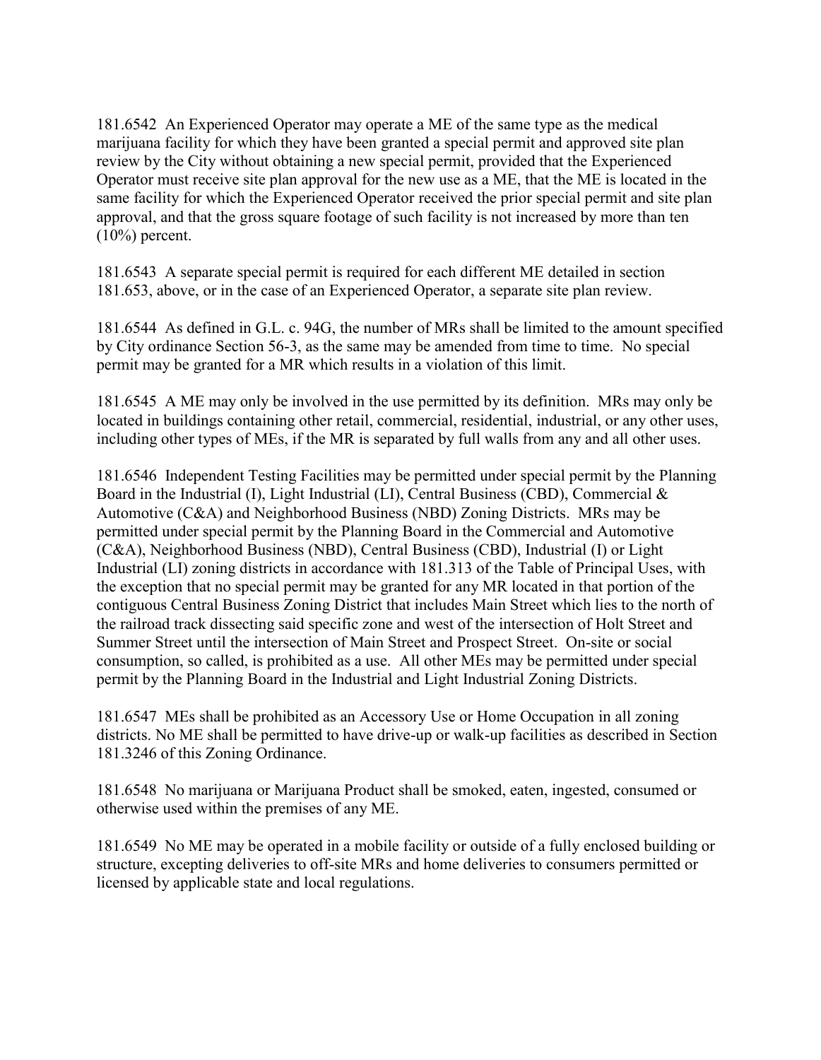181.6542 An Experienced Operator may operate a ME of the same type as the medical marijuana facility for which they have been granted a special permit and approved site plan review by the City without obtaining a new special permit, provided that the Experienced Operator must receive site plan approval for the new use as a ME, that the ME is located in the same facility for which the Experienced Operator received the prior special permit and site plan approval, and that the gross square footage of such facility is not increased by more than ten (10%) percent.

181.6543 A separate special permit is required for each different ME detailed in section 181.653, above, or in the case of an Experienced Operator, a separate site plan review.

181.6544 As defined in G.L. c. 94G, the number of MRs shall be limited to the amount specified by City ordinance Section 56-3, as the same may be amended from time to time. No special permit may be granted for a MR which results in a violation of this limit.

181.6545 A ME may only be involved in the use permitted by its definition. MRs may only be located in buildings containing other retail, commercial, residential, industrial, or any other uses, including other types of MEs, if the MR is separated by full walls from any and all other uses.

181.6546 Independent Testing Facilities may be permitted under special permit by the Planning Board in the Industrial (I), Light Industrial (LI), Central Business (CBD), Commercial & Automotive (C&A) and Neighborhood Business (NBD) Zoning Districts. MRs may be permitted under special permit by the Planning Board in the Commercial and Automotive (C&A), Neighborhood Business (NBD), Central Business (CBD), Industrial (I) or Light Industrial (LI) zoning districts in accordance with 181.313 of the Table of Principal Uses, with the exception that no special permit may be granted for any MR located in that portion of the contiguous Central Business Zoning District that includes Main Street which lies to the north of the railroad track dissecting said specific zone and west of the intersection of Holt Street and Summer Street until the intersection of Main Street and Prospect Street. On-site or social consumption, so called, is prohibited as a use. All other MEs may be permitted under special permit by the Planning Board in the Industrial and Light Industrial Zoning Districts.

181.6547 MEs shall be prohibited as an Accessory Use or Home Occupation in all zoning districts. No ME shall be permitted to have drive-up or walk-up facilities as described in Section 181.3246 of this Zoning Ordinance.

181.6548 No marijuana or Marijuana Product shall be smoked, eaten, ingested, consumed or otherwise used within the premises of any ME.

181.6549 No ME may be operated in a mobile facility or outside of a fully enclosed building or structure, excepting deliveries to off-site MRs and home deliveries to consumers permitted or licensed by applicable state and local regulations.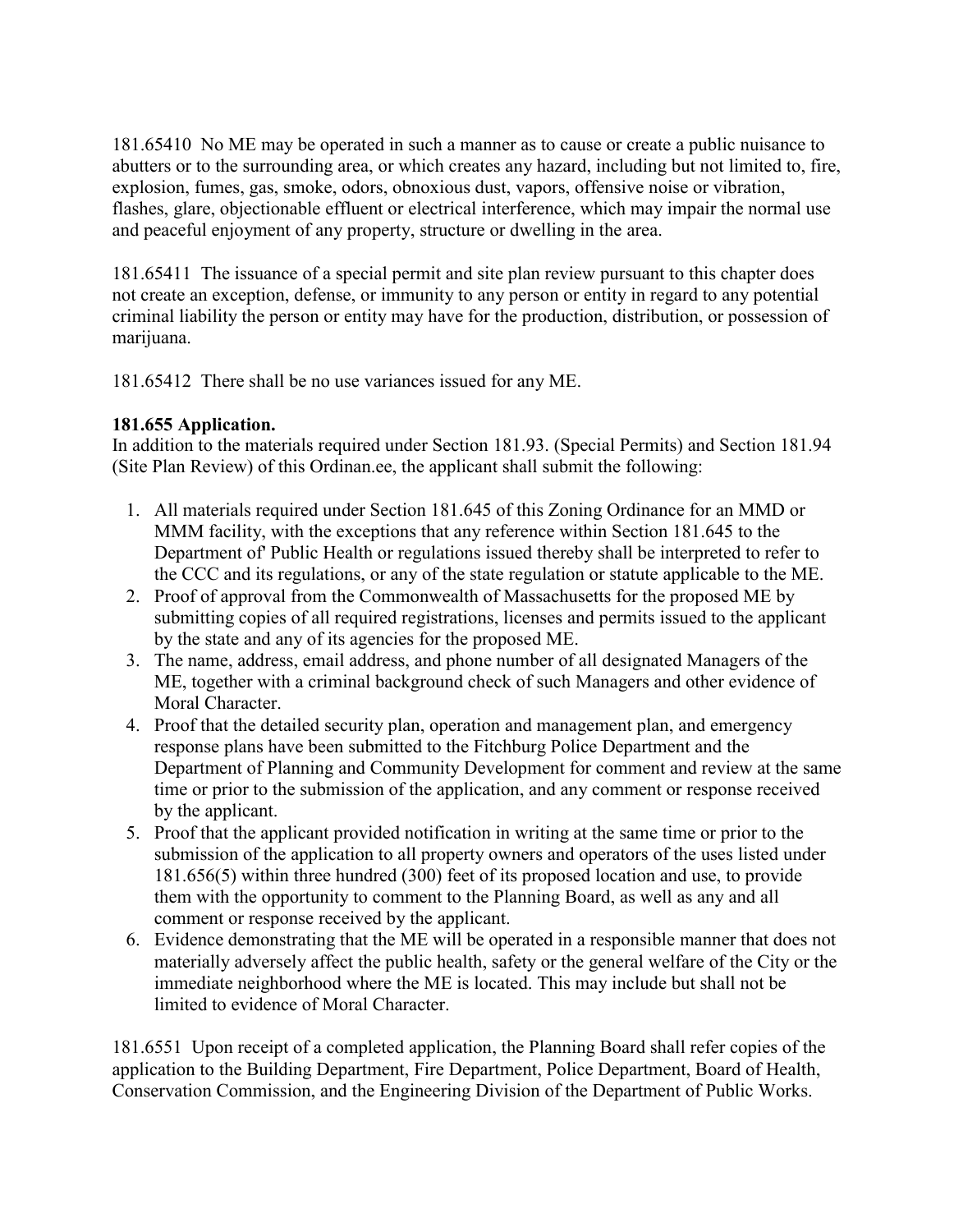181.65410 No ME may be operated in such a manner as to cause or create a public nuisance to abutters or to the surrounding area, or which creates any hazard, including but not limited to, fire, explosion, fumes, gas, smoke, odors, obnoxious dust, vapors, offensive noise or vibration, flashes, glare, objectionable effluent or electrical interference, which may impair the normal use and peaceful enjoyment of any property, structure or dwelling in the area.

181.65411 The issuance of a special permit and site plan review pursuant to this chapter does not create an exception, defense, or immunity to any person or entity in regard to any potential criminal liability the person or entity may have for the production, distribution, or possession of marijuana.

181.65412 There shall be no use variances issued for any ME.

**181.655 Application.**
In addition to the materials required under Section 181.93. (Special Permits) and Section 181.94 (Site Plan Review) of this Ordinan.ee, the applicant shall submit the following:

1. All materials required under Section 181.645 of this Zoning Ordinance for an MMD or MMM facility, with the exceptions that any reference within Section 181.645 to the Department of' Public Health or regulations issued thereby shall be interpreted to refer to the CCC and its regulations, or any of the state regulation or statute applicable to the ME.
2. Proof of approval from the Commonwealth of Massachusetts for the proposed ME by submitting copies of all required registrations, licenses and permits issued to the applicant by the state and any of its agencies for the proposed ME.
3. The name, address, email address, and phone number of all designated Managers of the ME, together with a criminal background check of such Managers and other evidence of Moral Character.
4. Proof that the detailed security plan, operation and management plan, and emergency response plans have been submitted to the Fitchburg Police Department and the Department of Planning and Community Development for comment and review at the same time or prior to the submission of the application, and any comment or response received by the applicant.
5. Proof that the applicant provided notification in writing at the same time or prior to the submission of the application to all property owners and operators of the uses listed under 181.656(5) within three hundred (300) feet of its proposed location and use, to provide them with the opportunity to comment to the Planning Board, as well as any and all comment or response received by the applicant.
6. Evidence demonstrating that the ME will be operated in a responsible manner that does not materially adversely affect the public health, safety or the general welfare of the City or the immediate neighborhood where the ME is located. This may include but shall not be limited to evidence of Moral Character.

181.6551 Upon receipt of a completed application, the Planning Board shall refer copies of the application to the Building Department, Fire Department, Police Department, Board of Health, Conservation Commission, and the Engineering Division of the Department of Public Works.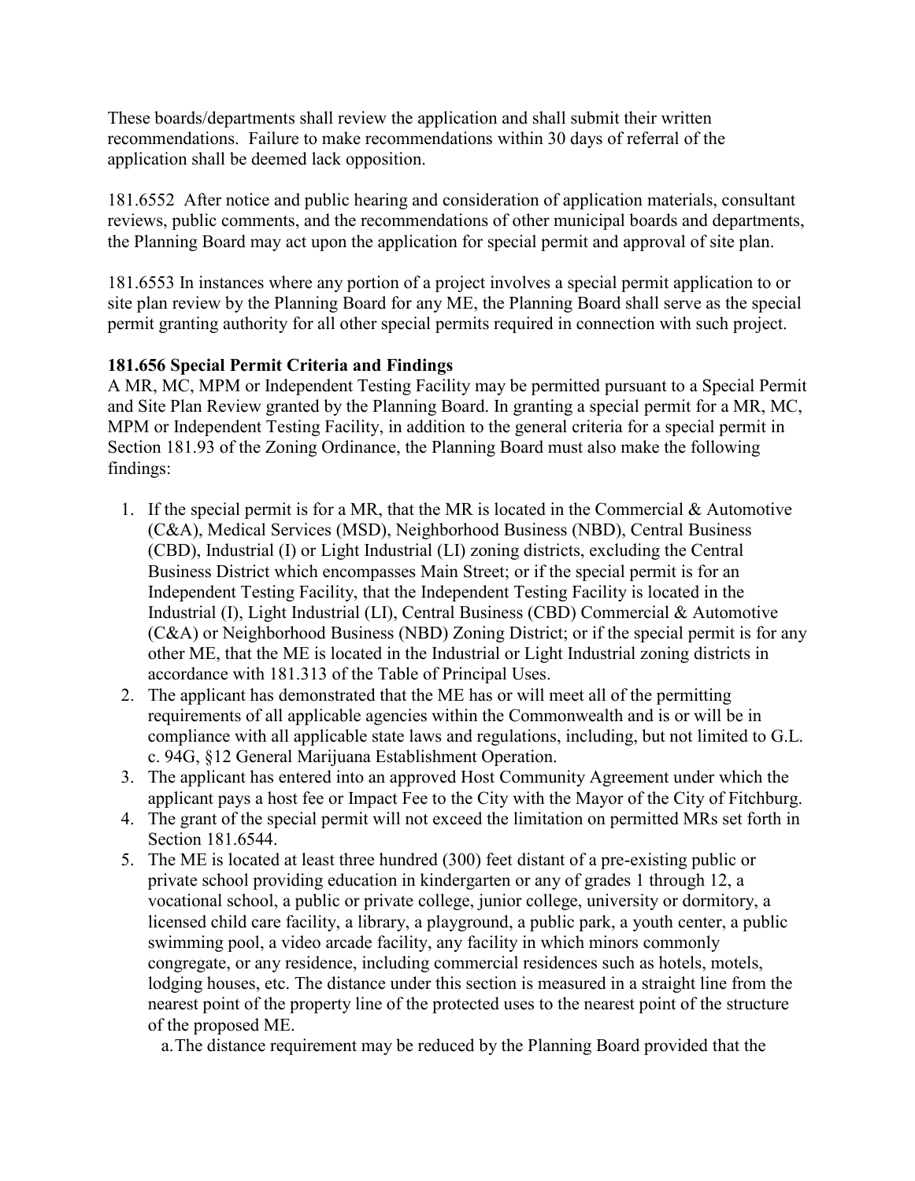These boards/departments shall review the application and shall submit their written recommendations. Failure to make recommendations within 30 days of referral of the application shall be deemed lack opposition.

181.6552 After notice and public hearing and consideration of application materials, consultant reviews, public comments, and the recommendations of other municipal boards and departments, the Planning Board may act upon the application for special permit and approval of site plan.

181.6553 In instances where any portion of a project involves a special permit application to or site plan review by the Planning Board for any ME, the Planning Board shall serve as the special permit granting authority for all other special permits required in connection with such project.

**181.656 Special Permit Criteria and Findings**

A MR, MC, MPM or Independent Testing Facility may be permitted pursuant to a Special Permit and Site Plan Review granted by the Planning Board. In granting a special permit for a MR, MC, MPM or Independent Testing Facility, in addition to the general criteria for a special permit in Section 181.93 of the Zoning Ordinance, the Planning Board must also make the following findings:

1. If the special permit is for a MR, that the MR is located in the Commercial & Automotive (C&A), Medical Services (MSD), Neighborhood Business (NBD), Central Business (CBD), Industrial (I) or Light Industrial (LI) zoning districts, excluding the Central Business District which encompasses Main Street; or if the special permit is for an Independent Testing Facility, that the Independent Testing Facility is located in the Industrial (I), Light Industrial (LI), Central Business (CBD) Commercial & Automotive (C&A) or Neighborhood Business (NBD) Zoning District; or if the special permit is for any other ME, that the ME is located in the Industrial or Light Industrial zoning districts in accordance with 181.313 of the Table of Principal Uses.
2. The applicant has demonstrated that the ME has or will meet all of the permitting requirements of all applicable agencies within the Commonwealth and is or will be in compliance with all applicable state laws and regulations, including, but not limited to G.L. c. 94G, §12 General Marijuana Establishment Operation.
3. The applicant has entered into an approved Host Community Agreement under which the applicant pays a host fee or Impact Fee to the City with the Mayor of the City of Fitchburg.
4. The grant of the special permit will not exceed the limitation on permitted MRs set forth in Section 181.6544.
5. The ME is located at least three hundred (300) feet distant of a pre-existing public or private school providing education in kindergarten or any of grades 1 through 12, a vocational school, a public or private college, junior college, university or dormitory, a licensed child care facility, a library, a playground, a public park, a youth center, a public swimming pool, a video arcade facility, any facility in which minors commonly congregate, or any residence, including commercial residences such as hotels, motels, lodging houses, etc. The distance under this section is measured in a straight line from the nearest point of the property line of the protected uses to the nearest point of the structure of the proposed ME.
   a. The distance requirement may be reduced by the Planning Board provided that the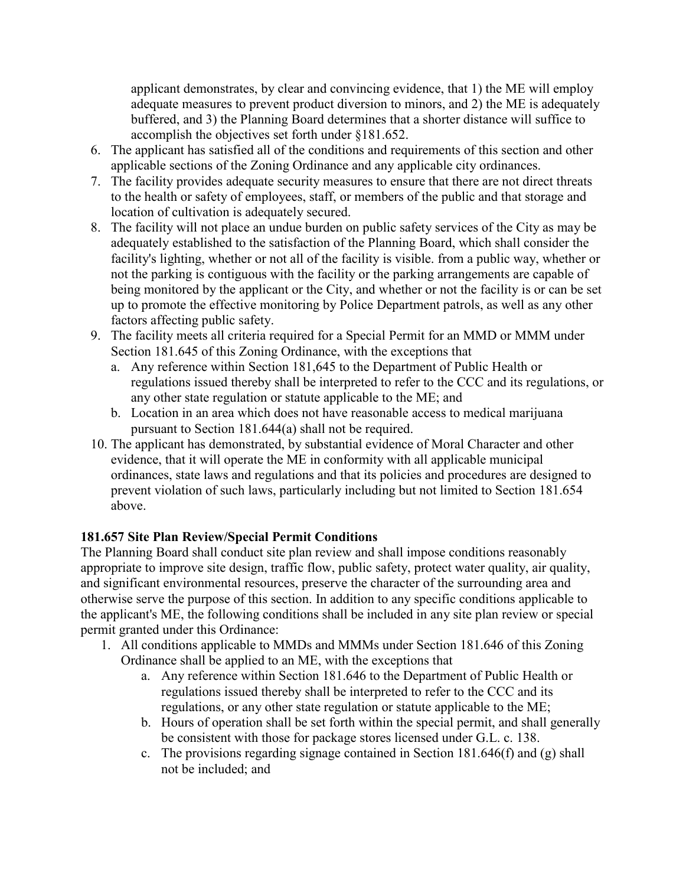applicant demonstrates, by clear and convincing evidence, that 1) the ME will employ adequate measures to prevent product diversion to minors, and 2) the ME is adequately buffered, and 3) the Planning Board determines that a shorter distance will suffice to accomplish the objectives set forth under §181.652.

6. The applicant has satisfied all of the conditions and requirements of this section and other applicable sections of the Zoning Ordinance and any applicable city ordinances.
7. The facility provides adequate security measures to ensure that there are not direct threats to the health or safety of employees, staff, or members of the public and that storage and location of cultivation is adequately secured.
8. The facility will not place an undue burden on public safety services of the City as may be adequately established to the satisfaction of the Planning Board, which shall consider the facility's lighting, whether or not all of the facility is visible. from a public way, whether or not the parking is contiguous with the facility or the parking arrangements are capable of being monitored by the applicant or the City, and whether or not the facility is or can be set up to promote the effective monitoring by Police Department patrols, as well as any other factors affecting public safety.
9. The facility meets all criteria required for a Special Permit for an MMD or MMM under Section 181.645 of this Zoning Ordinance, with the exceptions that
   a. Any reference within Section 181,645 to the Department of Public Health or regulations issued thereby shall be interpreted to refer to the CCC and its regulations, or any other state regulation or statute applicable to the ME; and
   b. Location in an area which does not have reasonable access to medical marijuana pursuant to Section 181.644(a) shall not be required.
10. The applicant has demonstrated, by substantial evidence of Moral Character and other evidence, that it will operate the ME in conformity with all applicable municipal ordinances, state laws and regulations and that its policies and procedures are designed to prevent violation of such laws, particularly including but not limited to Section 181.654 above.

**181.657 Site Plan Review/Special Permit Conditions**

The Planning Board shall conduct site plan review and shall impose conditions reasonably appropriate to improve site design, traffic flow, public safety, protect water quality, air quality, and significant environmental resources, preserve the character of the surrounding area and otherwise serve the purpose of this section. In addition to any specific conditions applicable to the applicant's ME, the following conditions shall be included in any site plan review or special permit granted under this Ordinance:

1. All conditions applicable to MMDs and MMMs under Section 181.646 of this Zoning Ordinance shall be applied to an ME, with the exceptions that
   a. Any reference within Section 181.646 to the Department of Public Health or regulations issued thereby shall be interpreted to refer to the CCC and its regulations, or any other state regulation or statute applicable to the ME;
   b. Hours of operation shall be set forth within the special permit, and shall generally be consistent with those for package stores licensed under G.L. c. 138.
   c. The provisions regarding signage contained in Section 181.646(f) and (g) shall not be included; and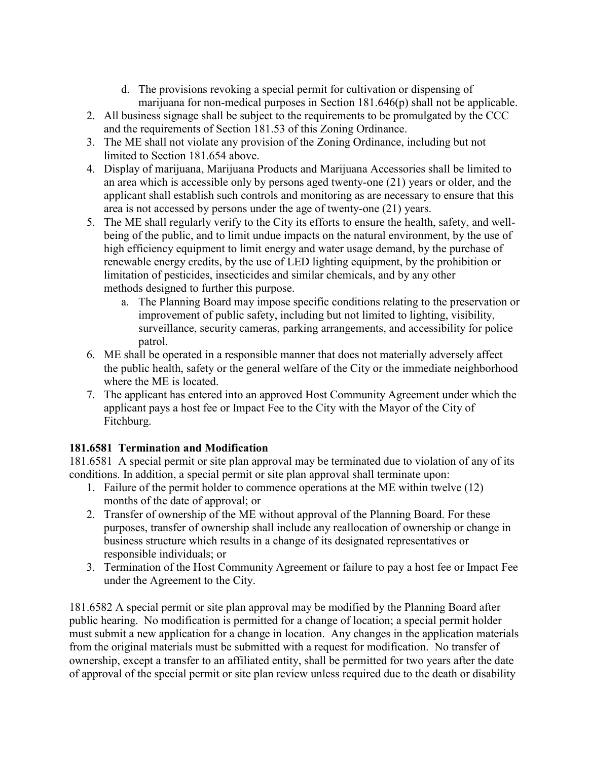d. The provisions revoking a special permit for cultivation or dispensing of marijuana for non-medical purposes in Section 181.646(p) shall not be applicable.

2. All business signage shall be subject to the requirements to be promulgated by the CCC and the requirements of Section 181.53 of this Zoning Ordinance.
3. The ME shall not violate any provision of the Zoning Ordinance, including but not limited to Section 181.654 above.
4. Display of marijuana, Marijuana Products and Marijuana Accessories shall be limited to an area which is accessible only by persons aged twenty-one (21) years or older, and the applicant shall establish such controls and monitoring as are necessary to ensure that this area is not accessed by persons under the age of twenty-one (21) years.
5. The ME shall regularly verify to the City its efforts to ensure the health, safety, and well-being of the public, and to limit undue impacts on the natural environment, by the use of high efficiency equipment to limit energy and water usage demand, by the purchase of renewable energy credits, by the use of LED lighting equipment, by the prohibition or limitation of pesticides, insecticides and similar chemicals, and by any other methods designed to further this purpose.
   a. The Planning Board may impose specific conditions relating to the preservation or improvement of public safety, including but not limited to lighting, visibility, surveillance, security cameras, parking arrangements, and accessibility for police patrol.
6. ME shall be operated in a responsible manner that does not materially adversely affect the public health, safety or the general welfare of the City or the immediate neighborhood where the ME is located.
7. The applicant has entered into an approved Host Community Agreement under which the applicant pays a host fee or Impact Fee to the City with the Mayor of the City of Fitchburg.

**181.6581 Termination and Modification**

181.6581 A special permit or site plan approval may be terminated due to violation of any of its conditions. In addition, a special permit or site plan approval shall terminate upon:

1. Failure of the permit holder to commence operations at the ME within twelve (12) months of the date of approval; or
2. Transfer of ownership of the ME without approval of the Planning Board. For these purposes, transfer of ownership shall include any reallocation of ownership or change in business structure which results in a change of its designated representatives or responsible individuals; or
3. Termination of the Host Community Agreement or failure to pay a host fee or Impact Fee under the Agreement to the City.

181.6582 A special permit or site plan approval may be modified by the Planning Board after public hearing. No modification is permitted for a change of location; a special permit holder must submit a new application for a change in location. Any changes in the application materials from the original materials must be submitted with a request for modification. No transfer of ownership, except a transfer to an affiliated entity, shall be permitted for two years after the date of approval of the special permit or site plan review unless required due to the death or disability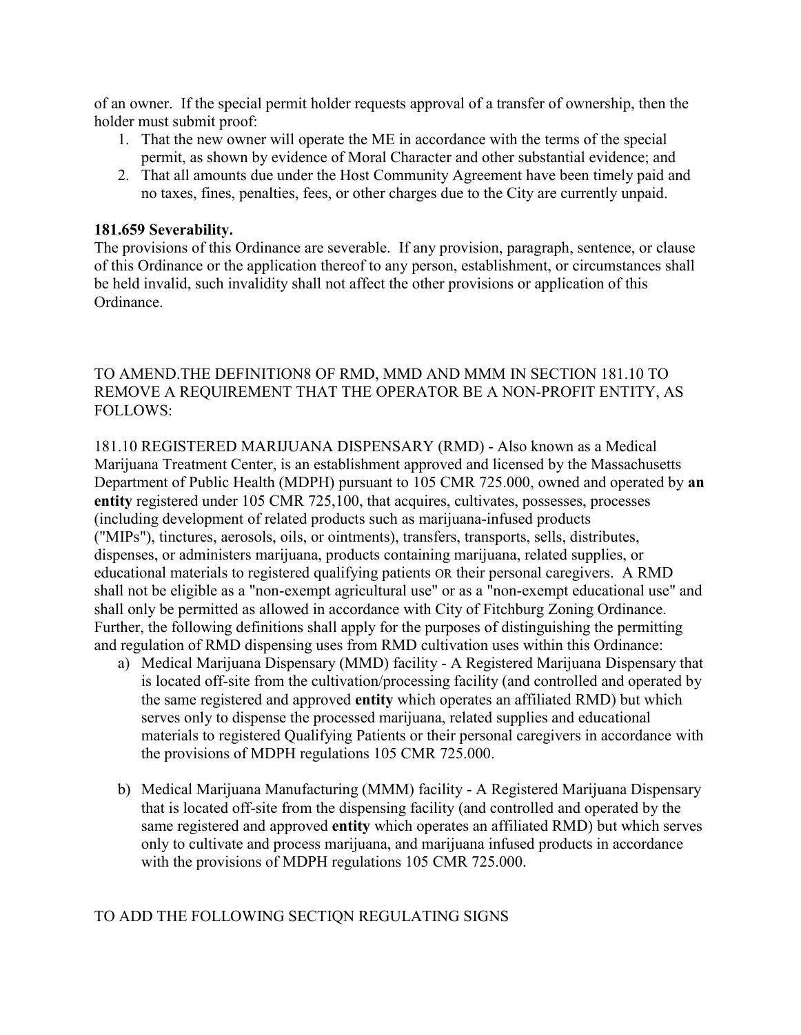of an owner. If the special permit holder requests approval of a transfer of ownership, then the holder must submit proof:

1. That the new owner will operate the ME in accordance with the terms of the special permit, as shown by evidence of Moral Character and other substantial evidence; and
2. That all amounts due under the Host Community Agreement have been timely paid and no taxes, fines, penalties, fees, or other charges due to the City are currently unpaid.

**181.659 Severability.**
The provisions of this Ordinance are severable. If any provision, paragraph, sentence, or clause of this Ordinance or the application thereof to any person, establishment, or circumstances shall be held invalid, such invalidity shall not affect the other provisions or application of this Ordinance.

TO AMEND.THE DEFINITION8 OF RMD, MMD AND MMM IN SECTION 181.10 TO REMOVE A REQUIREMENT THAT THE OPERATOR BE A NON-PROFIT ENTITY, AS FOLLOWS:

181.10 REGISTERED MARIJUANA DISPENSARY (RMD) - Also known as a Medical Marijuana Treatment Center, is an establishment approved and licensed by the Massachusetts Department of Public Health (MDPH) pursuant to 105 CMR 725.000, owned and operated by **an entity** registered under 105 CMR 725,100, that acquires, cultivates, possesses, processes (including development of related products such as marijuana-infused products ("MIPs"), tinctures, aerosols, oils, or ointments), transfers, transports, sells, distributes, dispenses, or administers marijuana, products containing marijuana, related supplies, or educational materials to registered qualifying patients OR their personal caregivers. A RMD shall not be eligible as a "non-exempt agricultural use" or as a "non-exempt educational use" and shall only be permitted as allowed in accordance with City of Fitchburg Zoning Ordinance. Further, the following definitions shall apply for the purposes of distinguishing the permitting and regulation of RMD dispensing uses from RMD cultivation uses within this Ordinance:

a) Medical Marijuana Dispensary (MMD) facility - A Registered Marijuana Dispensary that is located off-site from the cultivation/processing facility (and controlled and operated by the same registered and approved **entity** which operates an affiliated RMD) but which serves only to dispense the processed marijuana, related supplies and educational materials to registered Qualifying Patients or their personal caregivers in accordance with the provisions of MDPH regulations 105 CMR 725.000.

b) Medical Marijuana Manufacturing (MMM) facility - A Registered Marijuana Dispensary that is located off-site from the dispensing facility (and controlled and operated by the same registered and approved **entity** which operates an affiliated RMD) but which serves only to cultivate and process marijuana, and marijuana infused products in accordance with the provisions of MDPH regulations 105 CMR 725.000.

TO ADD THE FOLLOWING SECTIQN REGULATING SIGNS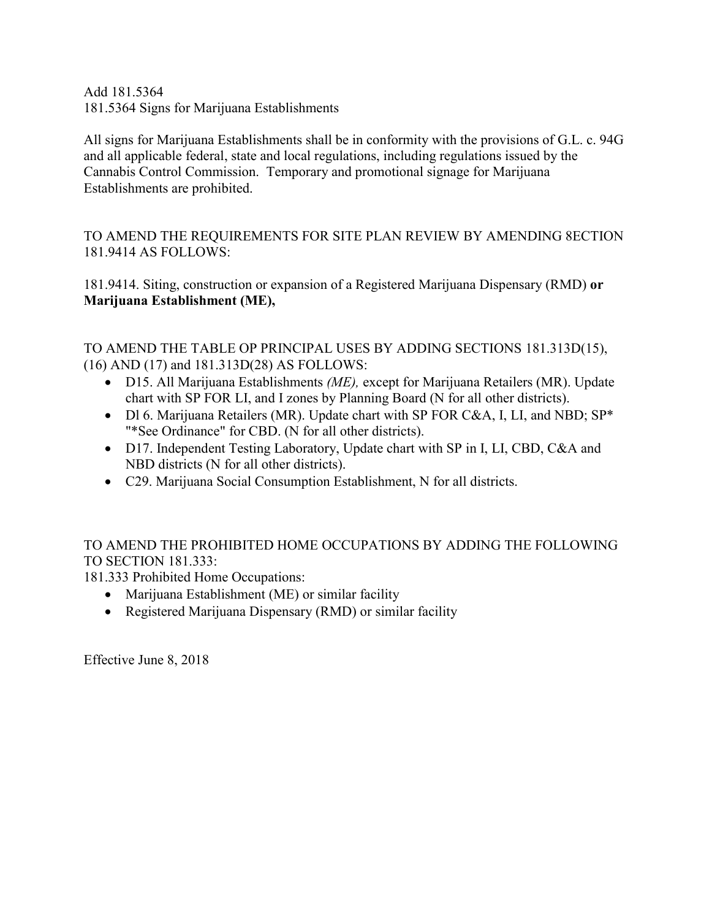Add 181.5364
181.5364 Signs for Marijuana Establishments

All signs for Marijuana Establishments shall be in conformity with the provisions of G.L. c. 94G and all applicable federal, state and local regulations, including regulations issued by the Cannabis Control Commission. Temporary and promotional signage for Marijuana Establishments are prohibited.

TO AMEND THE REQUIREMENTS FOR SITE PLAN REVIEW BY AMENDING 8ECTION 181.9414 AS FOLLOWS:

181.9414. Siting, construction or expansion of a Registered Marijuana Dispensary (RMD) **or Marijuana Establishment (ME),**

TO AMEND THE TABLE OP PRINCIPAL USES BY ADDING SECTIONS 181.313D(15), (16) AND (17) and 181.313D(28) AS FOLLOWS:

- D15. All Marijuana Establishments *(ME),* except for Marijuana Retailers (MR). Update chart with SP FOR LI, and I zones by Planning Board (N for all other districts).
- Dl 6. Marijuana Retailers (MR). Update chart with SP FOR C&A, I, LI, and NBD; SP* "*See Ordinance" for CBD. (N for all other districts).
- D17. Independent Testing Laboratory, Update chart with SP in I, LI, CBD, C&A and NBD districts (N for all other districts).
- C29. Marijuana Social Consumption Establishment, N for all districts.

TO AMEND THE PROHIBITED HOME OCCUPATIONS BY ADDING THE FOLLOWING TO SECTION 181.333:
181.333 Prohibited Home Occupations:

- Marijuana Establishment (ME) or similar facility
- Registered Marijuana Dispensary (RMD) or similar facility

Effective June 8, 2018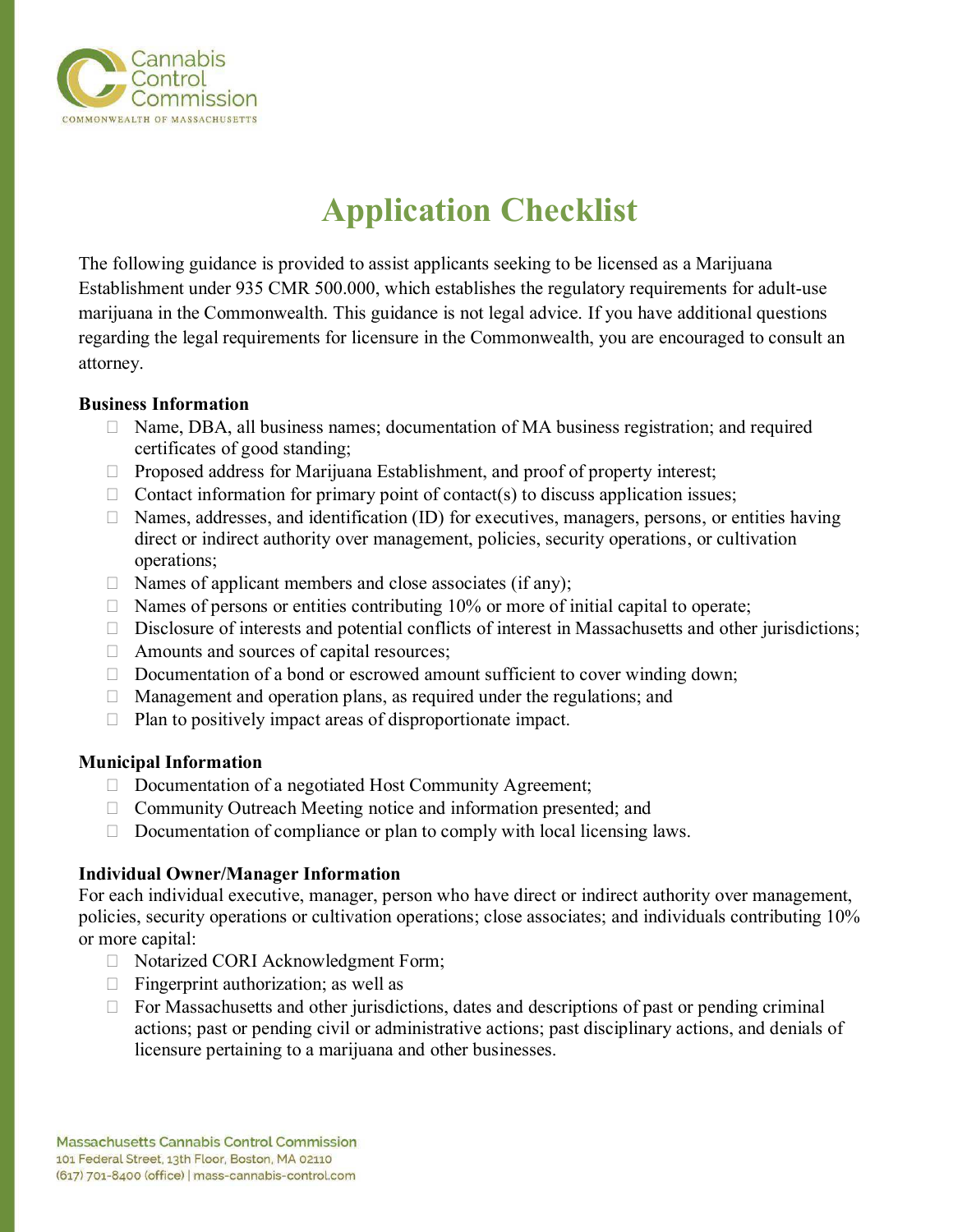# Application Checklist

The following guidance is provided to assist applicants seeking to be licensed as a Marijuana Establishment under 935 CMR 500.000, which establishes the regulatory requirements for adult-use marijuana in the Commonwealth. This guidance is not legal advice. If you have additional questions regarding the legal requirements for licensure in the Commonwealth, you are encouraged to consult an attorney.

**Business Information**

- ☐ Name, DBA, all business names; documentation of MA business registration; and required certificates of good standing;
- ☐ Proposed address for Marijuana Establishment, and proof of property interest;
- ☐ Contact information for primary point of contact(s) to discuss application issues;
- ☐ Names, addresses, and identification (ID) for executives, managers, persons, or entities having direct or indirect authority over management, policies, security operations, or cultivation operations;
- ☐ Names of applicant members and close associates (if any);
- ☐ Names of persons or entities contributing 10% or more of initial capital to operate;
- ☐ Disclosure of interests and potential conflicts of interest in Massachusetts and other jurisdictions;
- ☐ Amounts and sources of capital resources;
- ☐ Documentation of a bond or escrowed amount sufficient to cover winding down;
- ☐ Management and operation plans, as required under the regulations; and
- ☐ Plan to positively impact areas of disproportionate impact.

**Municipal Information**

- ☐ Documentation of a negotiated Host Community Agreement;
- ☐ Community Outreach Meeting notice and information presented; and
- ☐ Documentation of compliance or plan to comply with local licensing laws.

**Individual Owner/Manager Information**

For each individual executive, manager, person who have direct or indirect authority over management, policies, security operations or cultivation operations; close associates; and individuals contributing 10% or more capital:

- ☐ Notarized CORI Acknowledgment Form;
- ☐ Fingerprint authorization; as well as
- ☐ For Massachusetts and other jurisdictions, dates and descriptions of past or pending criminal actions; past or pending civil or administrative actions; past disciplinary actions, and denials of licensure pertaining to a marijuana and other businesses.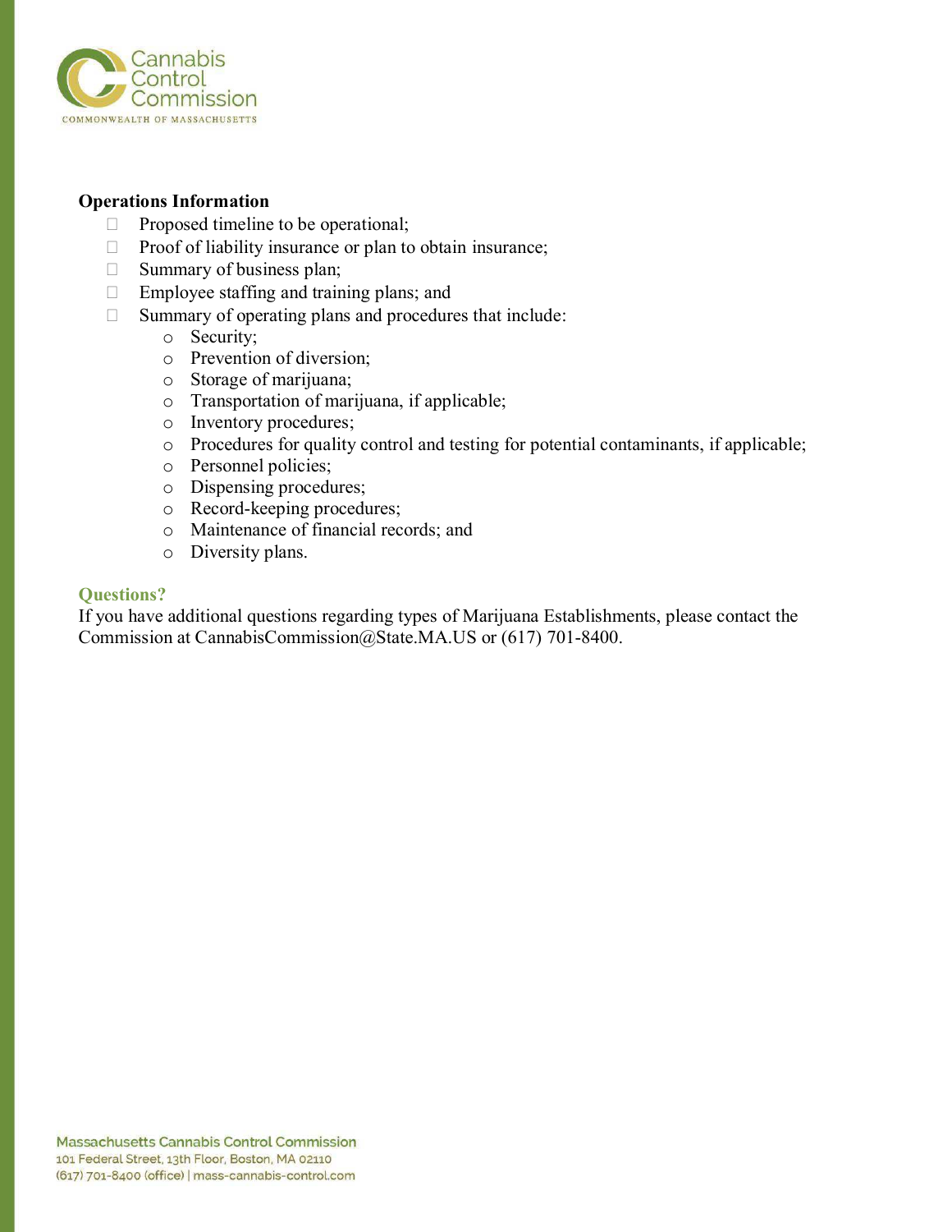**Operations Information**

- Proposed timeline to be operational;
- Proof of liability insurance or plan to obtain insurance;
- Summary of business plan;
- Employee staffing and training plans; and
- Summary of operating plans and procedures that include:
  - Security;
  - Prevention of diversion;
  - Storage of marijuana;
  - Transportation of marijuana, if applicable;
  - Inventory procedures;
  - Procedures for quality control and testing for potential contaminants, if applicable;
  - Personnel policies;
  - Dispensing procedures;
  - Record-keeping procedures;
  - Maintenance of financial records; and
  - Diversity plans.

### Questions?

If you have additional questions regarding types of Marijuana Establishments, please contact the Commission at CannabisCommission@State.MA.US or (617) 701-8400.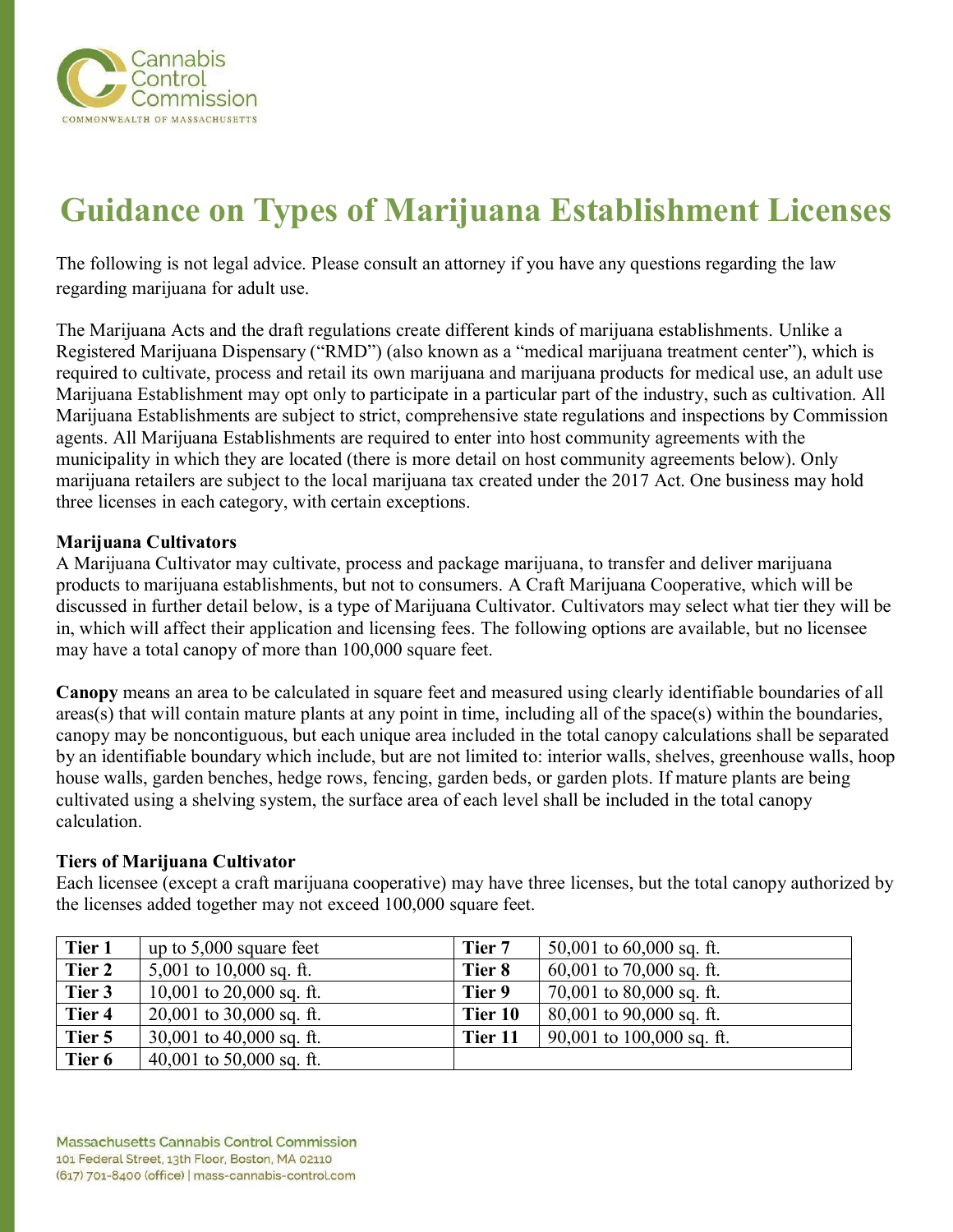# Guidance on Types of Marijuana Establishment Licenses

The following is not legal advice. Please consult an attorney if you have any questions regarding the law regarding marijuana for adult use.

The Marijuana Acts and the draft regulations create different kinds of marijuana establishments. Unlike a Registered Marijuana Dispensary ("RMD") (also known as a "medical marijuana treatment center"), which is required to cultivate, process and retail its own marijuana and marijuana products for medical use, an adult use Marijuana Establishment may opt only to participate in a particular part of the industry, such as cultivation. All Marijuana Establishments are subject to strict, comprehensive state regulations and inspections by Commission agents. All Marijuana Establishments are required to enter into host community agreements with the municipality in which they are located (there is more detail on host community agreements below). Only marijuana retailers are subject to the local marijuana tax created under the 2017 Act. One business may hold three licenses in each category, with certain exceptions.

**Marijuana Cultivators**

A Marijuana Cultivator may cultivate, process and package marijuana, to transfer and deliver marijuana products to marijuana establishments, but not to consumers. A Craft Marijuana Cooperative, which will be discussed in further detail below, is a type of Marijuana Cultivator. Cultivators may select what tier they will be in, which will affect their application and licensing fees. The following options are available, but no licensee may have a total canopy of more than 100,000 square feet.

**Canopy** means an area to be calculated in square feet and measured using clearly identifiable boundaries of all areas(s) that will contain mature plants at any point in time, including all of the space(s) within the boundaries, canopy may be noncontiguous, but each unique area included in the total canopy calculations shall be separated by an identifiable boundary which include, but are not limited to: interior walls, shelves, greenhouse walls, hoop house walls, garden benches, hedge rows, fencing, garden beds, or garden plots. If mature plants are being cultivated using a shelving system, the surface area of each level shall be included in the total canopy calculation.

**Tiers of Marijuana Cultivator**

Each licensee (except a craft marijuana cooperative) may have three licenses, but the total canopy authorized by the licenses added together may not exceed 100,000 square feet.

| Tier | Canopy | Tier | Canopy |
|---|---|---|---|
| **Tier 1** | up to 5,000 square feet | **Tier 7** | 50,001 to 60,000 sq. ft. |
| **Tier 2** | 5,001 to 10,000 sq. ft. | **Tier 8** | 60,001 to 70,000 sq. ft. |
| **Tier 3** | 10,001 to 20,000 sq. ft. | **Tier 9** | 70,001 to 80,000 sq. ft. |
| **Tier 4** | 20,001 to 30,000 sq. ft. | **Tier 10** | 80,001 to 90,000 sq. ft. |
| **Tier 5** | 30,001 to 40,000 sq. ft. | **Tier 11** | 90,001 to 100,000 sq. ft. |
| **Tier 6** | 40,001 to 50,000 sq. ft. | | |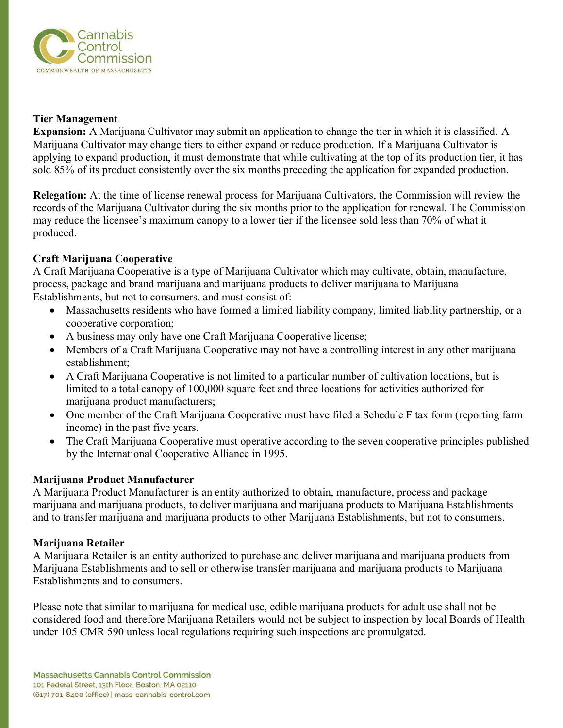**Tier Management**

**Expansion:** A Marijuana Cultivator may submit an application to change the tier in which it is classified. A Marijuana Cultivator may change tiers to either expand or reduce production. If a Marijuana Cultivator is applying to expand production, it must demonstrate that while cultivating at the top of its production tier, it has sold 85% of its product consistently over the six months preceding the application for expanded production.

**Relegation:** At the time of license renewal process for Marijuana Cultivators, the Commission will review the records of the Marijuana Cultivator during the six months prior to the application for renewal. The Commission may reduce the licensee's maximum canopy to a lower tier if the licensee sold less than 70% of what it produced.

**Craft Marijuana Cooperative**

A Craft Marijuana Cooperative is a type of Marijuana Cultivator which may cultivate, obtain, manufacture, process, package and brand marijuana and marijuana products to deliver marijuana to Marijuana Establishments, but not to consumers, and must consist of:

- Massachusetts residents who have formed a limited liability company, limited liability partnership, or a cooperative corporation;
- A business may only have one Craft Marijuana Cooperative license;
- Members of a Craft Marijuana Cooperative may not have a controlling interest in any other marijuana establishment;
- A Craft Marijuana Cooperative is not limited to a particular number of cultivation locations, but is limited to a total canopy of 100,000 square feet and three locations for activities authorized for marijuana product manufacturers;
- One member of the Craft Marijuana Cooperative must have filed a Schedule F tax form (reporting farm income) in the past five years.
- The Craft Marijuana Cooperative must operative according to the seven cooperative principles published by the International Cooperative Alliance in 1995.

**Marijuana Product Manufacturer**

A Marijuana Product Manufacturer is an entity authorized to obtain, manufacture, process and package marijuana and marijuana products, to deliver marijuana and marijuana products to Marijuana Establishments and to transfer marijuana and marijuana products to other Marijuana Establishments, but not to consumers.

**Marijuana Retailer**

A Marijuana Retailer is an entity authorized to purchase and deliver marijuana and marijuana products from Marijuana Establishments and to sell or otherwise transfer marijuana and marijuana products to Marijuana Establishments and to consumers.

Please note that similar to marijuana for medical use, edible marijuana products for adult use shall not be considered food and therefore Marijuana Retailers would not be subject to inspection by local Boards of Health under 105 CMR 590 unless local regulations requiring such inspections are promulgated.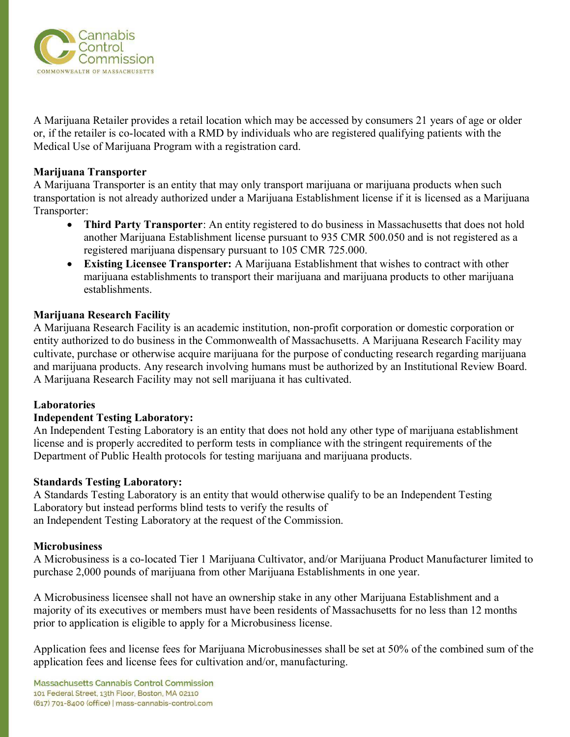A Marijuana Retailer provides a retail location which may be accessed by consumers 21 years of age or older or, if the retailer is co-located with a RMD by individuals who are registered qualifying patients with the Medical Use of Marijuana Program with a registration card.

**Marijuana Transporter**

A Marijuana Transporter is an entity that may only transport marijuana or marijuana products when such transportation is not already authorized under a Marijuana Establishment license if it is licensed as a Marijuana Transporter:

- **Third Party Transporter**: An entity registered to do business in Massachusetts that does not hold another Marijuana Establishment license pursuant to 935 CMR 500.050 and is not registered as a registered marijuana dispensary pursuant to 105 CMR 725.000.
- **Existing Licensee Transporter:** A Marijuana Establishment that wishes to contract with other marijuana establishments to transport their marijuana and marijuana products to other marijuana establishments.

**Marijuana Research Facility**

A Marijuana Research Facility is an academic institution, non-profit corporation or domestic corporation or entity authorized to do business in the Commonwealth of Massachusetts. A Marijuana Research Facility may cultivate, purchase or otherwise acquire marijuana for the purpose of conducting research regarding marijuana and marijuana products. Any research involving humans must be authorized by an Institutional Review Board. A Marijuana Research Facility may not sell marijuana it has cultivated.

**Laboratories**

**Independent Testing Laboratory:**

An Independent Testing Laboratory is an entity that does not hold any other type of marijuana establishment license and is properly accredited to perform tests in compliance with the stringent requirements of the Department of Public Health protocols for testing marijuana and marijuana products.

**Standards Testing Laboratory:**

A Standards Testing Laboratory is an entity that would otherwise qualify to be an Independent Testing Laboratory but instead performs blind tests to verify the results of an Independent Testing Laboratory at the request of the Commission.

**Microbusiness**

A Microbusiness is a co-located Tier 1 Marijuana Cultivator, and/or Marijuana Product Manufacturer limited to purchase 2,000 pounds of marijuana from other Marijuana Establishments in one year.

A Microbusiness licensee shall not have an ownership stake in any other Marijuana Establishment and a majority of its executives or members must have been residents of Massachusetts for no less than 12 months prior to application is eligible to apply for a Microbusiness license.

Application fees and license fees for Marijuana Microbusinesses shall be set at 50% of the combined sum of the application fees and license fees for cultivation and/or, manufacturing.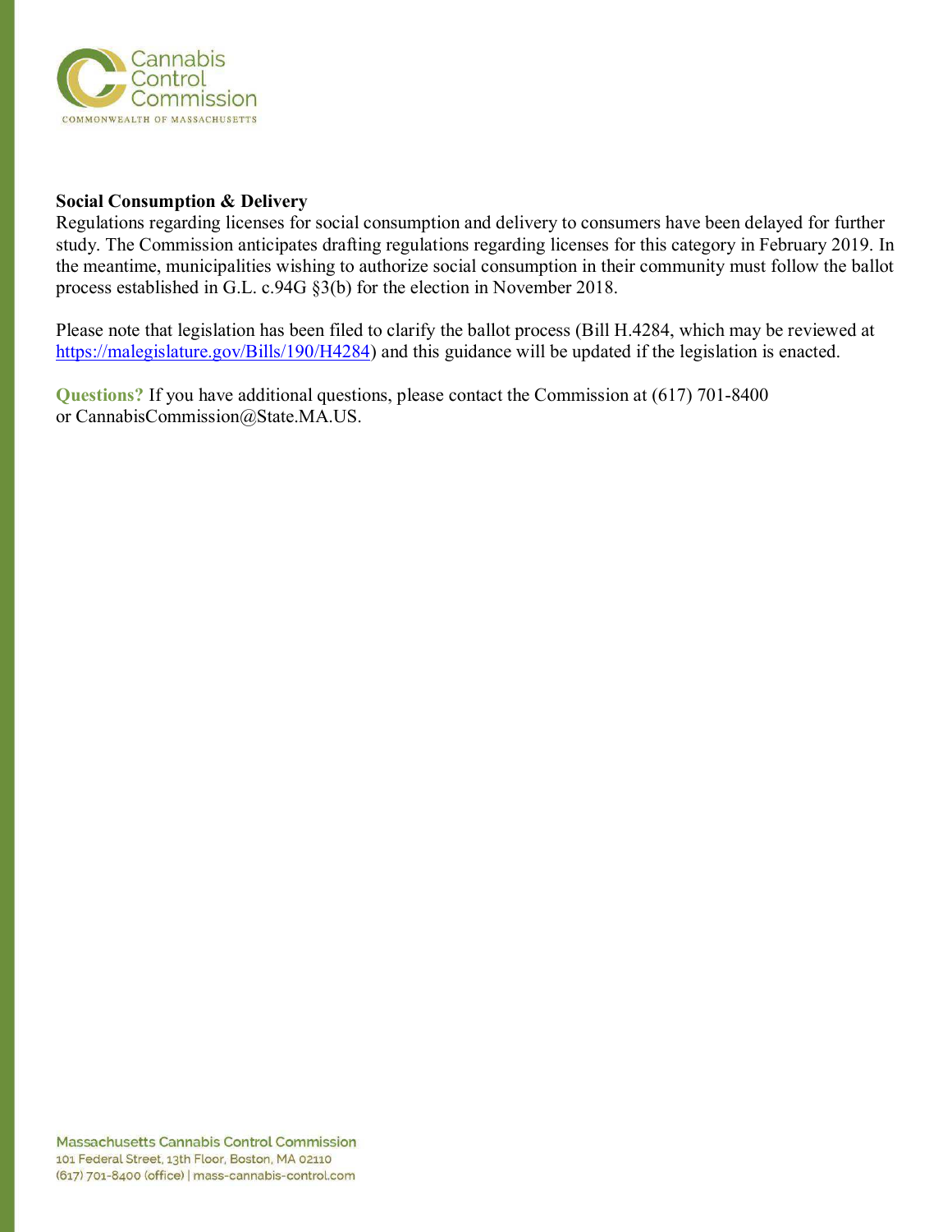**Social Consumption & Delivery**

Regulations regarding licenses for social consumption and delivery to consumers have been delayed for further study. The Commission anticipates drafting regulations regarding licenses for this category in February 2019. In the meantime, municipalities wishing to authorize social consumption in their community must follow the ballot process established in G.L. c.94G §3(b) for the election in November 2018.

Please note that legislation has been filed to clarify the ballot process (Bill H.4284, which may be reviewed at https://malegislature.gov/Bills/190/H4284) and this guidance will be updated if the legislation is enacted.

**Questions?** If you have additional questions, please contact the Commission at (617) 701-8400 or CannabisCommission@State.MA.US.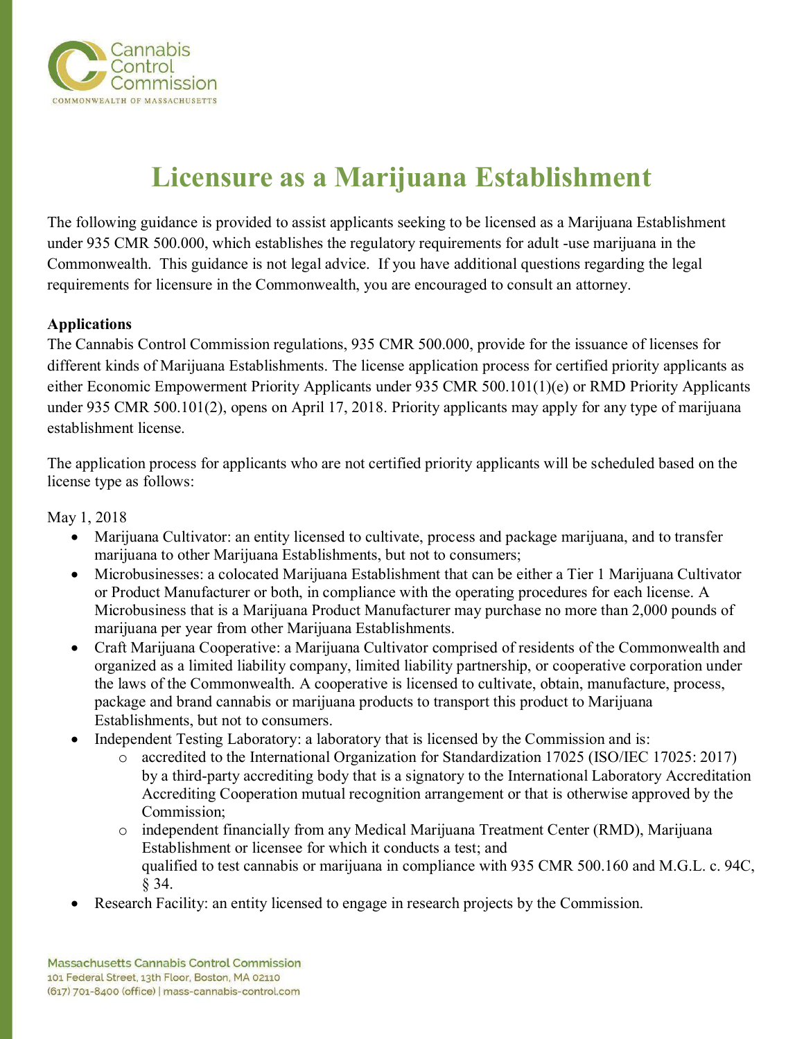# Licensure as a Marijuana Establishment

The following guidance is provided to assist applicants seeking to be licensed as a Marijuana Establishment under 935 CMR 500.000, which establishes the regulatory requirements for adult -use marijuana in the Commonwealth. This guidance is not legal advice. If you have additional questions regarding the legal requirements for licensure in the Commonwealth, you are encouraged to consult an attorney.

**Applications**

The Cannabis Control Commission regulations, 935 CMR 500.000, provide for the issuance of licenses for different kinds of Marijuana Establishments. The license application process for certified priority applicants as either Economic Empowerment Priority Applicants under 935 CMR 500.101(1)(e) or RMD Priority Applicants under 935 CMR 500.101(2), opens on April 17, 2018. Priority applicants may apply for any type of marijuana establishment license.

The application process for applicants who are not certified priority applicants will be scheduled based on the license type as follows:

May 1, 2018

- Marijuana Cultivator: an entity licensed to cultivate, process and package marijuana, and to transfer marijuana to other Marijuana Establishments, but not to consumers;
- Microbusinesses: a colocated Marijuana Establishment that can be either a Tier 1 Marijuana Cultivator or Product Manufacturer or both, in compliance with the operating procedures for each license. A Microbusiness that is a Marijuana Product Manufacturer may purchase no more than 2,000 pounds of marijuana per year from other Marijuana Establishments.
- Craft Marijuana Cooperative: a Marijuana Cultivator comprised of residents of the Commonwealth and organized as a limited liability company, limited liability partnership, or cooperative corporation under the laws of the Commonwealth. A cooperative is licensed to cultivate, obtain, manufacture, process, package and brand cannabis or marijuana products to transport this product to Marijuana Establishments, but not to consumers.
- Independent Testing Laboratory: a laboratory that is licensed by the Commission and is:
    - accredited to the International Organization for Standardization 17025 (ISO/IEC 17025: 2017) by a third-party accrediting body that is a signatory to the International Laboratory Accreditation Accrediting Cooperation mutual recognition arrangement or that is otherwise approved by the Commission;
    - independent financially from any Medical Marijuana Treatment Center (RMD), Marijuana Establishment or licensee for which it conducts a test; and
    
      qualified to test cannabis or marijuana in compliance with 935 CMR 500.160 and M.G.L. c. 94C, § 34.
- Research Facility: an entity licensed to engage in research projects by the Commission.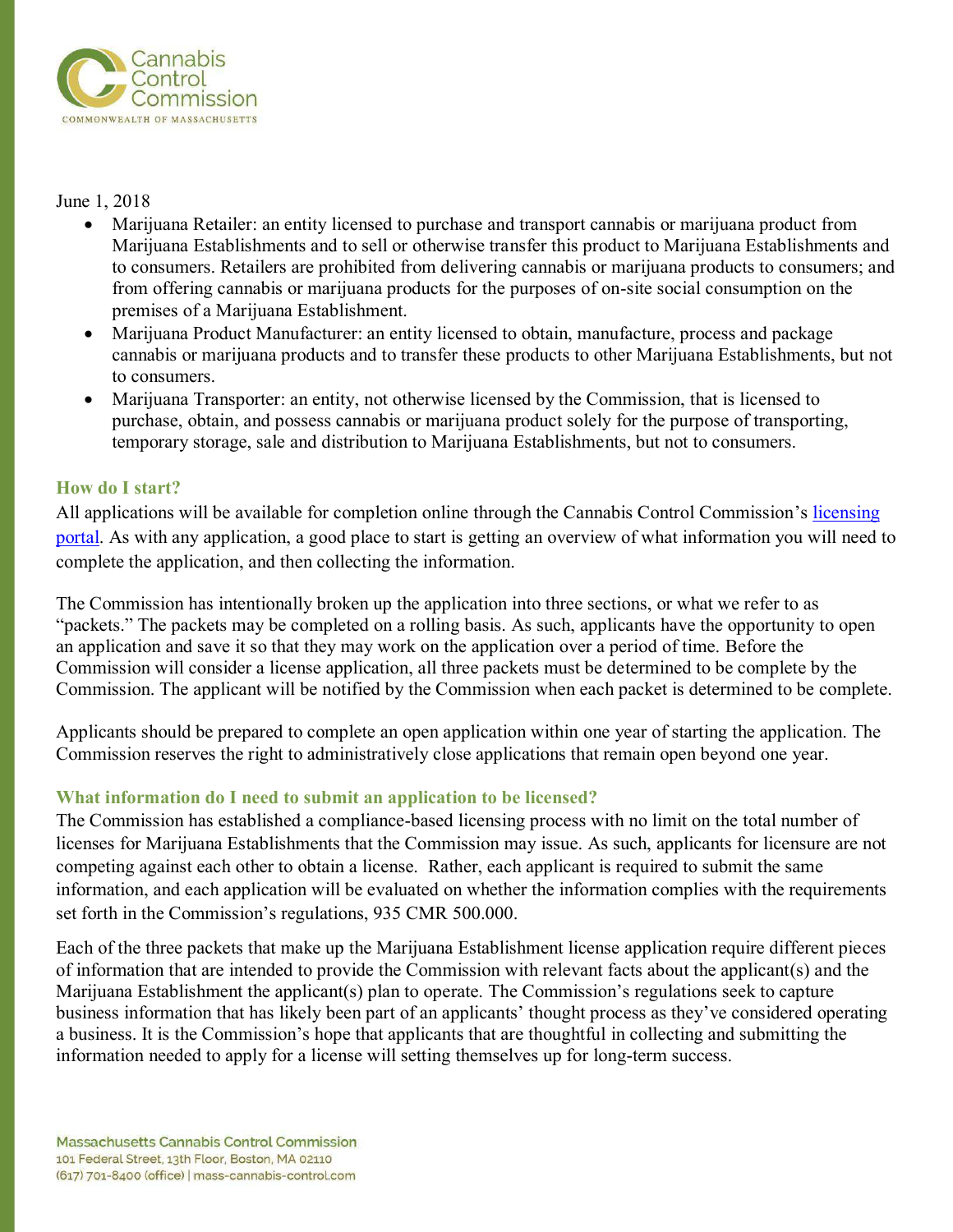June 1, 2018

- Marijuana Retailer: an entity licensed to purchase and transport cannabis or marijuana product from Marijuana Establishments and to sell or otherwise transfer this product to Marijuana Establishments and to consumers. Retailers are prohibited from delivering cannabis or marijuana products to consumers; and from offering cannabis or marijuana products for the purposes of on-site social consumption on the premises of a Marijuana Establishment.
- Marijuana Product Manufacturer: an entity licensed to obtain, manufacture, process and package cannabis or marijuana products and to transfer these products to other Marijuana Establishments, but not to consumers.
- Marijuana Transporter: an entity, not otherwise licensed by the Commission, that is licensed to purchase, obtain, and possess cannabis or marijuana product solely for the purpose of transporting, temporary storage, sale and distribution to Marijuana Establishments, but not to consumers.

### How do I start?

All applications will be available for completion online through the Cannabis Control Commission's licensing portal. As with any application, a good place to start is getting an overview of what information you will need to complete the application, and then collecting the information.

The Commission has intentionally broken up the application into three sections, or what we refer to as "packets." The packets may be completed on a rolling basis. As such, applicants have the opportunity to open an application and save it so that they may work on the application over a period of time. Before the Commission will consider a license application, all three packets must be determined to be complete by the Commission. The applicant will be notified by the Commission when each packet is determined to be complete.

Applicants should be prepared to complete an open application within one year of starting the application. The Commission reserves the right to administratively close applications that remain open beyond one year.

### What information do I need to submit an application to be licensed?

The Commission has established a compliance-based licensing process with no limit on the total number of licenses for Marijuana Establishments that the Commission may issue. As such, applicants for licensure are not competing against each other to obtain a license. Rather, each applicant is required to submit the same information, and each application will be evaluated on whether the information complies with the requirements set forth in the Commission's regulations, 935 CMR 500.000.

Each of the three packets that make up the Marijuana Establishment license application require different pieces of information that are intended to provide the Commission with relevant facts about the applicant(s) and the Marijuana Establishment the applicant(s) plan to operate. The Commission's regulations seek to capture business information that has likely been part of an applicants' thought process as they've considered operating a business. It is the Commission's hope that applicants that are thoughtful in collecting and submitting the information needed to apply for a license will setting themselves up for long-term success.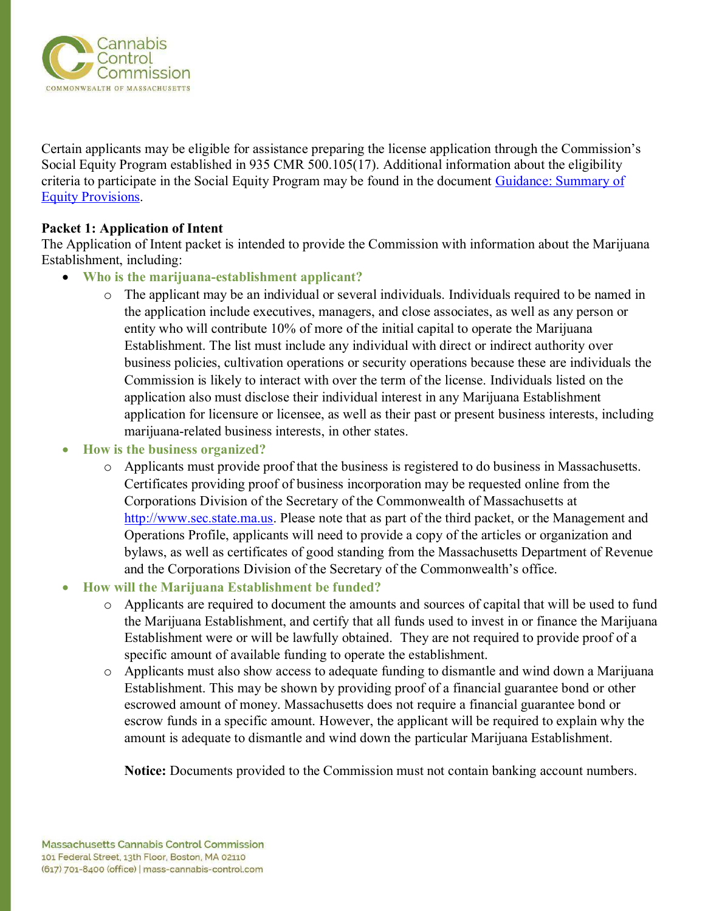Certain applicants may be eligible for assistance preparing the license application through the Commission's Social Equity Program established in 935 CMR 500.105(17). Additional information about the eligibility criteria to participate in the Social Equity Program may be found in the document [Guidance: Summary of Equity Provisions](#).

**Packet 1: Application of Intent**

The Application of Intent packet is intended to provide the Commission with information about the Marijuana Establishment, including:

- **Who is the marijuana-establishment applicant?**
  - The applicant may be an individual or several individuals. Individuals required to be named in the application include executives, managers, and close associates, as well as any person or entity who will contribute 10% of more of the initial capital to operate the Marijuana Establishment. The list must include any individual with direct or indirect authority over business policies, cultivation operations or security operations because these are individuals the Commission is likely to interact with over the term of the license. Individuals listed on the application also must disclose their individual interest in any Marijuana Establishment application for licensure or licensee, as well as their past or present business interests, including marijuana-related business interests, in other states.
- **How is the business organized?**
  - Applicants must provide proof that the business is registered to do business in Massachusetts. Certificates providing proof of business incorporation may be requested online from the Corporations Division of the Secretary of the Commonwealth of Massachusetts at http://www.sec.state.ma.us. Please note that as part of the third packet, or the Management and Operations Profile, applicants will need to provide a copy of the articles or organization and bylaws, as well as certificates of good standing from the Massachusetts Department of Revenue and the Corporations Division of the Secretary of the Commonwealth's office.
- **How will the Marijuana Establishment be funded?**
  - Applicants are required to document the amounts and sources of capital that will be used to fund the Marijuana Establishment, and certify that all funds used to invest in or finance the Marijuana Establishment were or will be lawfully obtained. They are not required to provide proof of a specific amount of available funding to operate the establishment.
  - Applicants must also show access to adequate funding to dismantle and wind down a Marijuana Establishment. This may be shown by providing proof of a financial guarantee bond or other escrowed amount of money. Massachusetts does not require a financial guarantee bond or escrow funds in a specific amount. However, the applicant will be required to explain why the amount is adequate to dismantle and wind down the particular Marijuana Establishment.

    **Notice:** Documents provided to the Commission must not contain banking account numbers.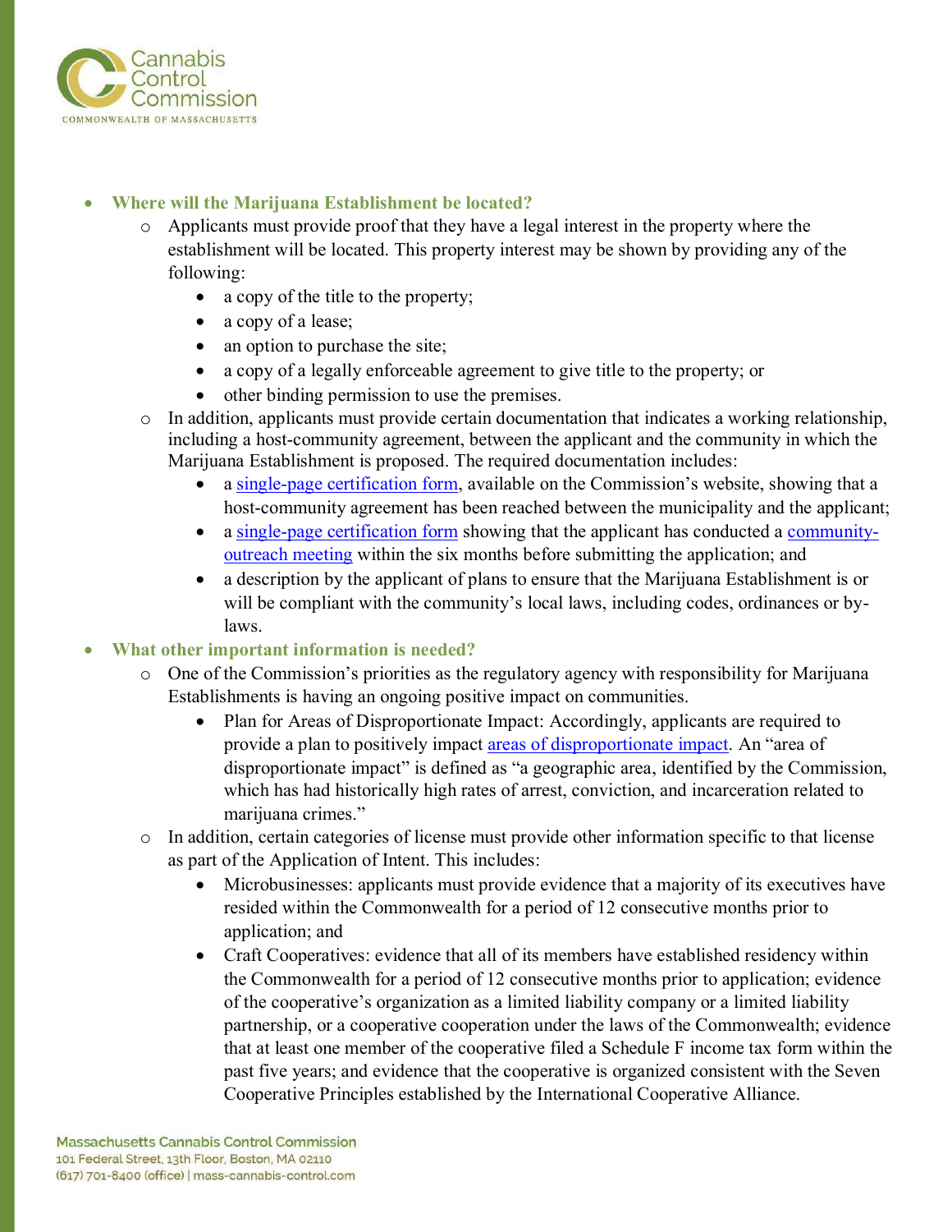- **Where will the Marijuana Establishment be located?**
  - Applicants must provide proof that they have a legal interest in the property where the establishment will be located. This property interest may be shown by providing any of the following:
    - a copy of the title to the property;
    - a copy of a lease;
    - an option to purchase the site;
    - a copy of a legally enforceable agreement to give title to the property; or
    - other binding permission to use the premises.
  - In addition, applicants must provide certain documentation that indicates a working relationship, including a host-community agreement, between the applicant and the community in which the Marijuana Establishment is proposed. The required documentation includes:
    - a single-page certification form, available on the Commission's website, showing that a host-community agreement has been reached between the municipality and the applicant;
    - a single-page certification form showing that the applicant has conducted a community-outreach meeting within the six months before submitting the application; and
    - a description by the applicant of plans to ensure that the Marijuana Establishment is or will be compliant with the community's local laws, including codes, ordinances or by-laws.
- **What other important information is needed?**
  - One of the Commission's priorities as the regulatory agency with responsibility for Marijuana Establishments is having an ongoing positive impact on communities.
    - Plan for Areas of Disproportionate Impact: Accordingly, applicants are required to provide a plan to positively impact areas of disproportionate impact. An "area of disproportionate impact" is defined as "a geographic area, identified by the Commission, which has had historically high rates of arrest, conviction, and incarceration related to marijuana crimes."
  - In addition, certain categories of license must provide other information specific to that license as part of the Application of Intent. This includes:
    - Microbusinesses: applicants must provide evidence that a majority of its executives have resided within the Commonwealth for a period of 12 consecutive months prior to application; and
    - Craft Cooperatives: evidence that all of its members have established residency within the Commonwealth for a period of 12 consecutive months prior to application; evidence of the cooperative's organization as a limited liability company or a limited liability partnership, or a cooperative cooperation under the laws of the Commonwealth; evidence that at least one member of the cooperative filed a Schedule F income tax form within the past five years; and evidence that the cooperative is organized consistent with the Seven Cooperative Principles established by the International Cooperative Alliance.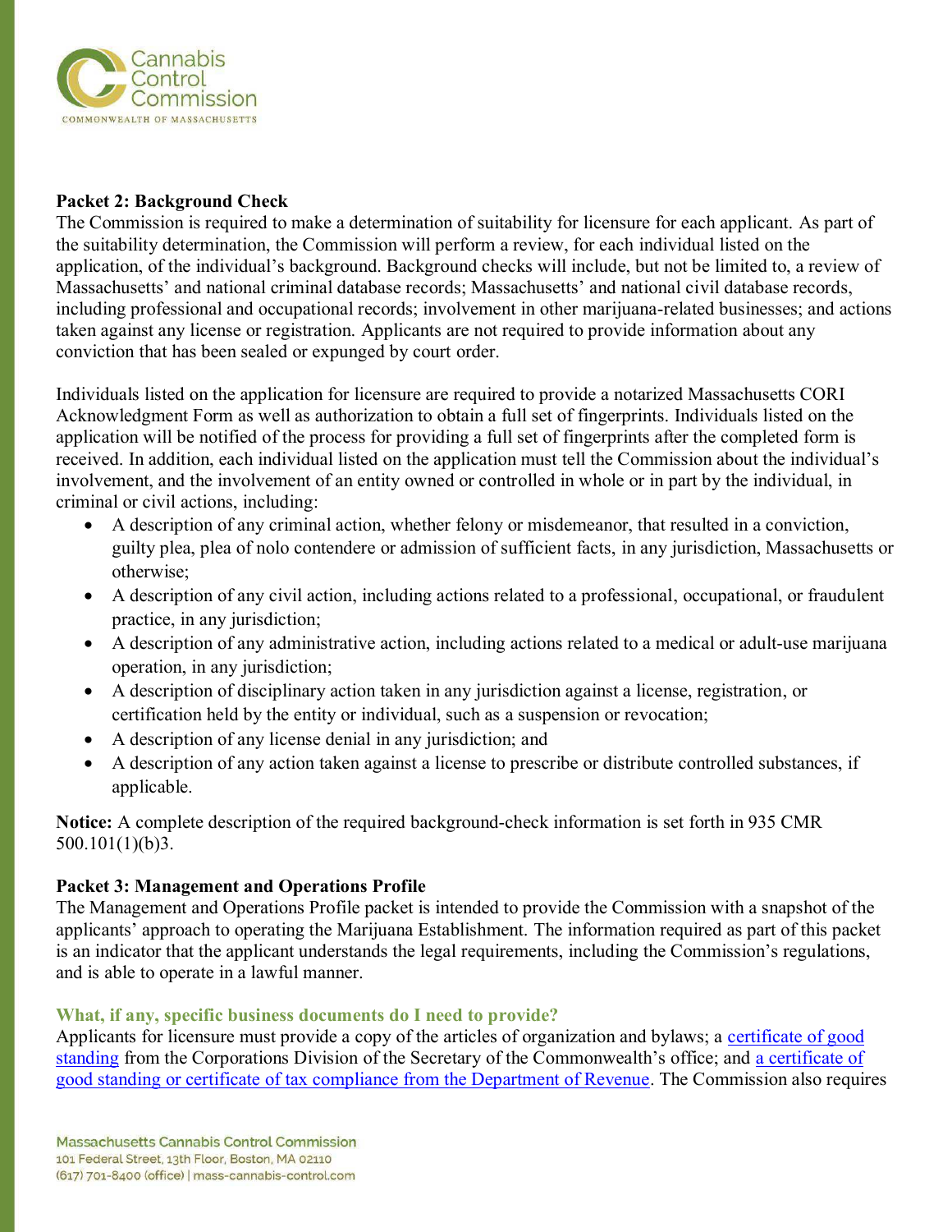**Packet 2: Background Check**

The Commission is required to make a determination of suitability for licensure for each applicant. As part of the suitability determination, the Commission will perform a review, for each individual listed on the application, of the individual's background. Background checks will include, but not be limited to, a review of Massachusetts' and national criminal database records; Massachusetts' and national civil database records, including professional and occupational records; involvement in other marijuana-related businesses; and actions taken against any license or registration. Applicants are not required to provide information about any conviction that has been sealed or expunged by court order.

Individuals listed on the application for licensure are required to provide a notarized Massachusetts CORI Acknowledgment Form as well as authorization to obtain a full set of fingerprints. Individuals listed on the application will be notified of the process for providing a full set of fingerprints after the completed form is received. In addition, each individual listed on the application must tell the Commission about the individual's involvement, and the involvement of an entity owned or controlled in whole or in part by the individual, in criminal or civil actions, including:

- A description of any criminal action, whether felony or misdemeanor, that resulted in a conviction, guilty plea, plea of nolo contendere or admission of sufficient facts, in any jurisdiction, Massachusetts or otherwise;
- A description of any civil action, including actions related to a professional, occupational, or fraudulent practice, in any jurisdiction;
- A description of any administrative action, including actions related to a medical or adult-use marijuana operation, in any jurisdiction;
- A description of disciplinary action taken in any jurisdiction against a license, registration, or certification held by the entity or individual, such as a suspension or revocation;
- A description of any license denial in any jurisdiction; and
- A description of any action taken against a license to prescribe or distribute controlled substances, if applicable.

**Notice:** A complete description of the required background-check information is set forth in 935 CMR 500.101(1)(b)3.

**Packet 3: Management and Operations Profile**

The Management and Operations Profile packet is intended to provide the Commission with a snapshot of the applicants' approach to operating the Marijuana Establishment. The information required as part of this packet is an indicator that the applicant understands the legal requirements, including the Commission's regulations, and is able to operate in a lawful manner.

### What, if any, specific business documents do I need to provide?

Applicants for licensure must provide a copy of the articles of organization and bylaws; a certificate of good standing from the Corporations Division of the Secretary of the Commonwealth's office; and a certificate of good standing or certificate of tax compliance from the Department of Revenue. The Commission also requires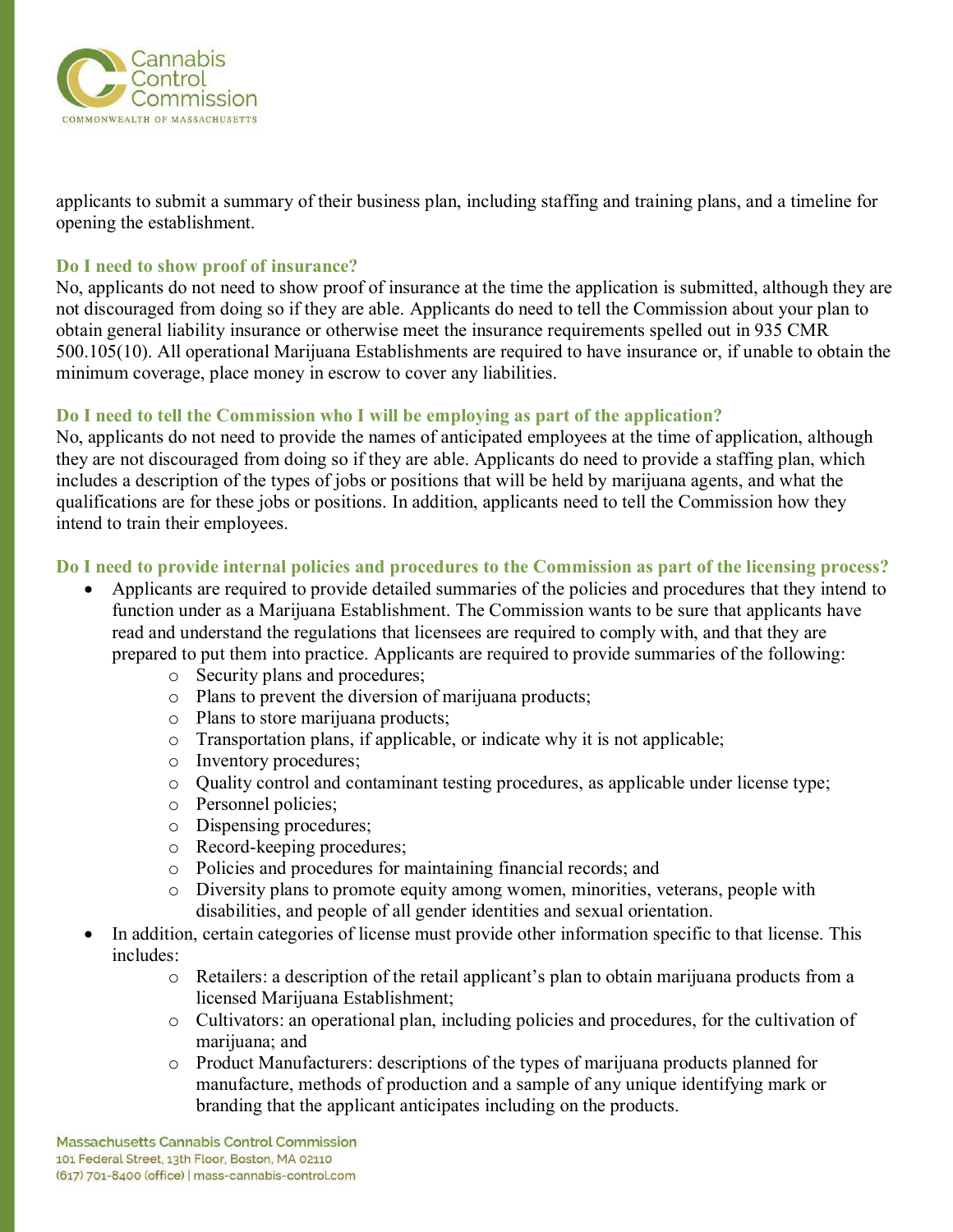applicants to submit a summary of their business plan, including staffing and training plans, and a timeline for opening the establishment.

### Do I need to show proof of insurance?

No, applicants do not need to show proof of insurance at the time the application is submitted, although they are not discouraged from doing so if they are able. Applicants do need to tell the Commission about your plan to obtain general liability insurance or otherwise meet the insurance requirements spelled out in 935 CMR 500.105(10). All operational Marijuana Establishments are required to have insurance or, if unable to obtain the minimum coverage, place money in escrow to cover any liabilities.

### Do I need to tell the Commission who I will be employing as part of the application?

No, applicants do not need to provide the names of anticipated employees at the time of application, although they are not discouraged from doing so if they are able. Applicants do need to provide a staffing plan, which includes a description of the types of jobs or positions that will be held by marijuana agents, and what the qualifications are for these jobs or positions. In addition, applicants need to tell the Commission how they intend to train their employees.

### Do I need to provide internal policies and procedures to the Commission as part of the licensing process?

- Applicants are required to provide detailed summaries of the policies and procedures that they intend to function under as a Marijuana Establishment. The Commission wants to be sure that applicants have read and understand the regulations that licensees are required to comply with, and that they are prepared to put them into practice. Applicants are required to provide summaries of the following:
  - Security plans and procedures;
  - Plans to prevent the diversion of marijuana products;
  - Plans to store marijuana products;
  - Transportation plans, if applicable, or indicate why it is not applicable;
  - Inventory procedures;
  - Quality control and contaminant testing procedures, as applicable under license type;
  - Personnel policies;
  - Dispensing procedures;
  - Record-keeping procedures;
  - Policies and procedures for maintaining financial records; and
  - Diversity plans to promote equity among women, minorities, veterans, people with disabilities, and people of all gender identities and sexual orientation.
- In addition, certain categories of license must provide other information specific to that license. This includes:
  - Retailers: a description of the retail applicant's plan to obtain marijuana products from a licensed Marijuana Establishment;
  - Cultivators: an operational plan, including policies and procedures, for the cultivation of marijuana; and
  - Product Manufacturers: descriptions of the types of marijuana products planned for manufacture, methods of production and a sample of any unique identifying mark or branding that the applicant anticipates including on the products.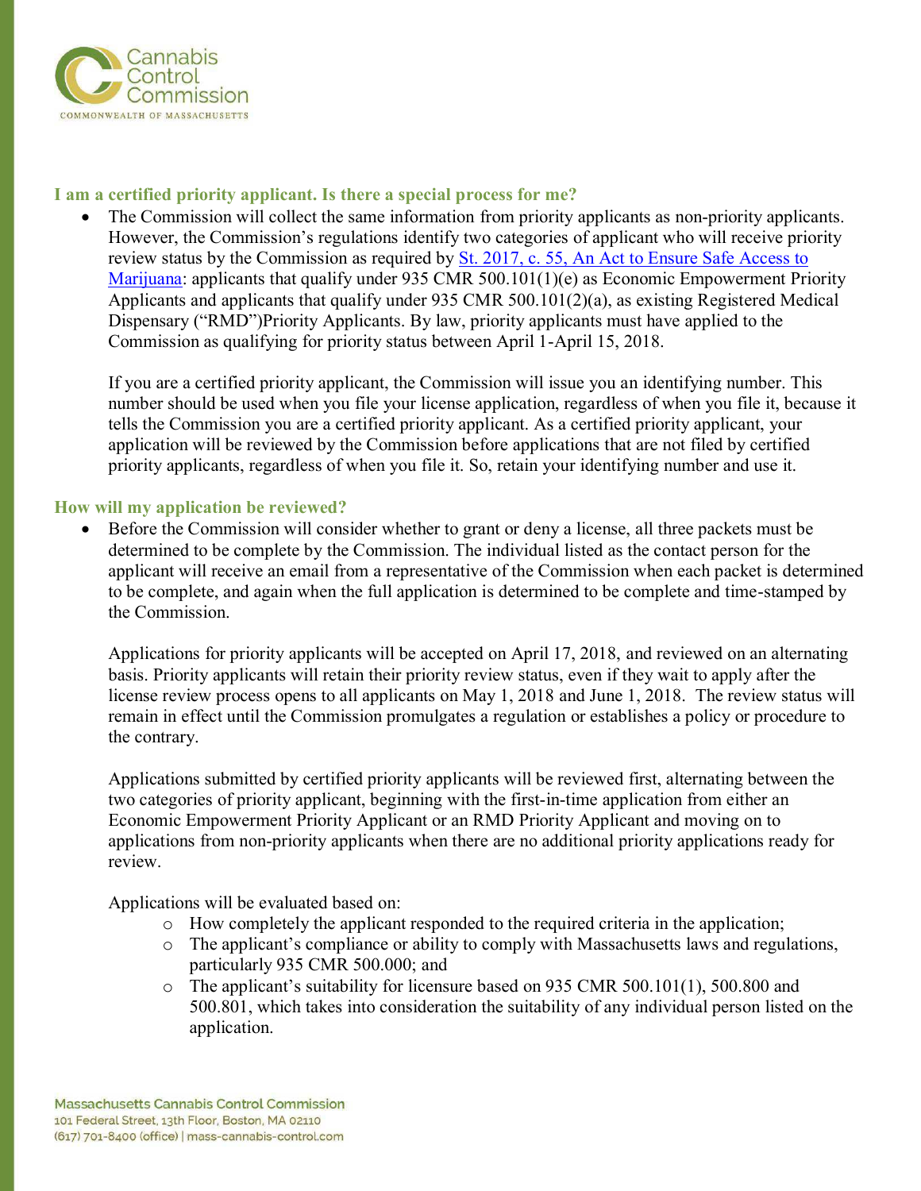### I am a certified priority applicant. Is there a special process for me?

- The Commission will collect the same information from priority applicants as non-priority applicants. However, the Commission's regulations identify two categories of applicant who will receive priority review status by the Commission as required by [St. 2017, c. 55, An Act to Ensure Safe Access to Marijuana](): applicants that qualify under 935 CMR 500.101(1)(e) as Economic Empowerment Priority Applicants and applicants that qualify under 935 CMR 500.101(2)(a), as existing Registered Medical Dispensary ("RMD")Priority Applicants. By law, priority applicants must have applied to the Commission as qualifying for priority status between April 1-April 15, 2018.

  If you are a certified priority applicant, the Commission will issue you an identifying number. This number should be used when you file your license application, regardless of when you file it, because it tells the Commission you are a certified priority applicant. As a certified priority applicant, your application will be reviewed by the Commission before applications that are not filed by certified priority applicants, regardless of when you file it. So, retain your identifying number and use it.

### How will my application be reviewed?

- Before the Commission will consider whether to grant or deny a license, all three packets must be determined to be complete by the Commission. The individual listed as the contact person for the applicant will receive an email from a representative of the Commission when each packet is determined to be complete, and again when the full application is determined to be complete and time-stamped by the Commission.

  Applications for priority applicants will be accepted on April 17, 2018, and reviewed on an alternating basis. Priority applicants will retain their priority review status, even if they wait to apply after the license review process opens to all applicants on May 1, 2018 and June 1, 2018. The review status will remain in effect until the Commission promulgates a regulation or establishes a policy or procedure to the contrary.

  Applications submitted by certified priority applicants will be reviewed first, alternating between the two categories of priority applicant, beginning with the first-in-time application from either an Economic Empowerment Priority Applicant or an RMD Priority Applicant and moving on to applications from non-priority applicants when there are no additional priority applications ready for review.

  Applications will be evaluated based on:
    - How completely the applicant responded to the required criteria in the application;
    - The applicant's compliance or ability to comply with Massachusetts laws and regulations, particularly 935 CMR 500.000; and
    - The applicant's suitability for licensure based on 935 CMR 500.101(1), 500.800 and 500.801, which takes into consideration the suitability of any individual person listed on the application.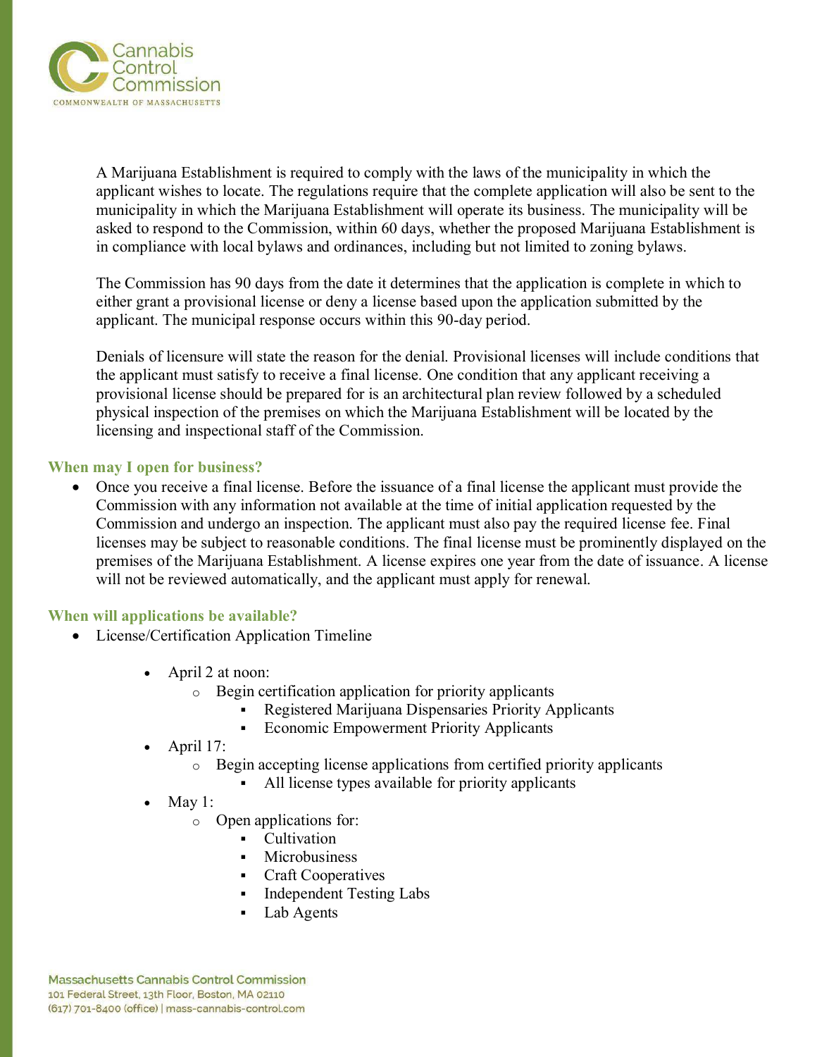A Marijuana Establishment is required to comply with the laws of the municipality in which the applicant wishes to locate. The regulations require that the complete application will also be sent to the municipality in which the Marijuana Establishment will operate its business. The municipality will be asked to respond to the Commission, within 60 days, whether the proposed Marijuana Establishment is in compliance with local bylaws and ordinances, including but not limited to zoning bylaws.

The Commission has 90 days from the date it determines that the application is complete in which to either grant a provisional license or deny a license based upon the application submitted by the applicant. The municipal response occurs within this 90-day period.

Denials of licensure will state the reason for the denial. Provisional licenses will include conditions that the applicant must satisfy to receive a final license. One condition that any applicant receiving a provisional license should be prepared for is an architectural plan review followed by a scheduled physical inspection of the premises on which the Marijuana Establishment will be located by the licensing and inspectional staff of the Commission.

### When may I open for business?

- Once you receive a final license. Before the issuance of a final license the applicant must provide the Commission with any information not available at the time of initial application requested by the Commission and undergo an inspection. The applicant must also pay the required license fee. Final licenses may be subject to reasonable conditions. The final license must be prominently displayed on the premises of the Marijuana Establishment. A license expires one year from the date of issuance. A license will not be reviewed automatically, and the applicant must apply for renewal.

### When will applications be available?

- License/Certification Application Timeline
  - April 2 at noon:
    - Begin certification application for priority applicants
      - Registered Marijuana Dispensaries Priority Applicants
      - Economic Empowerment Priority Applicants
  - April 17:
    - Begin accepting license applications from certified priority applicants
      - All license types available for priority applicants
  - May 1:
    - Open applications for:
      - Cultivation
      - Microbusiness
      - Craft Cooperatives
      - Independent Testing Labs
      - Lab Agents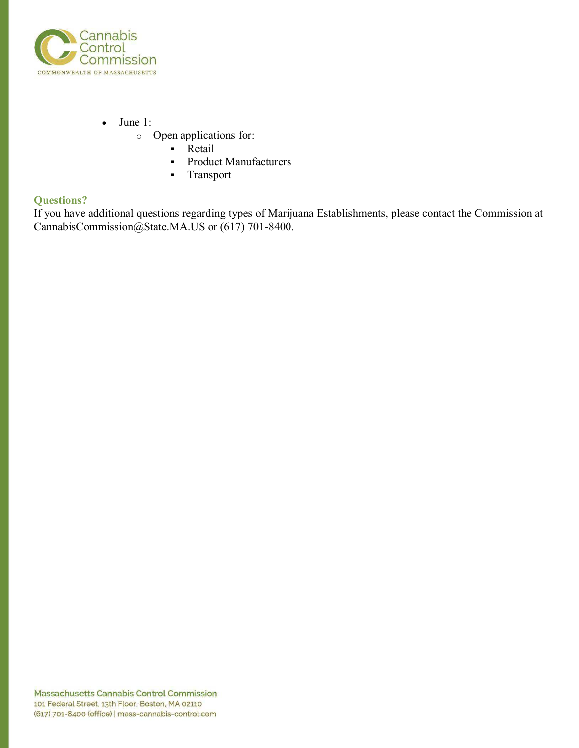- June 1:
  - Open applications for:
    - Retail
    - Product Manufacturers
    - Transport

**Questions?**

If you have additional questions regarding types of Marijuana Establishments, please contact the Commission at CannabisCommission@State.MA.US or (617) 701-8400.